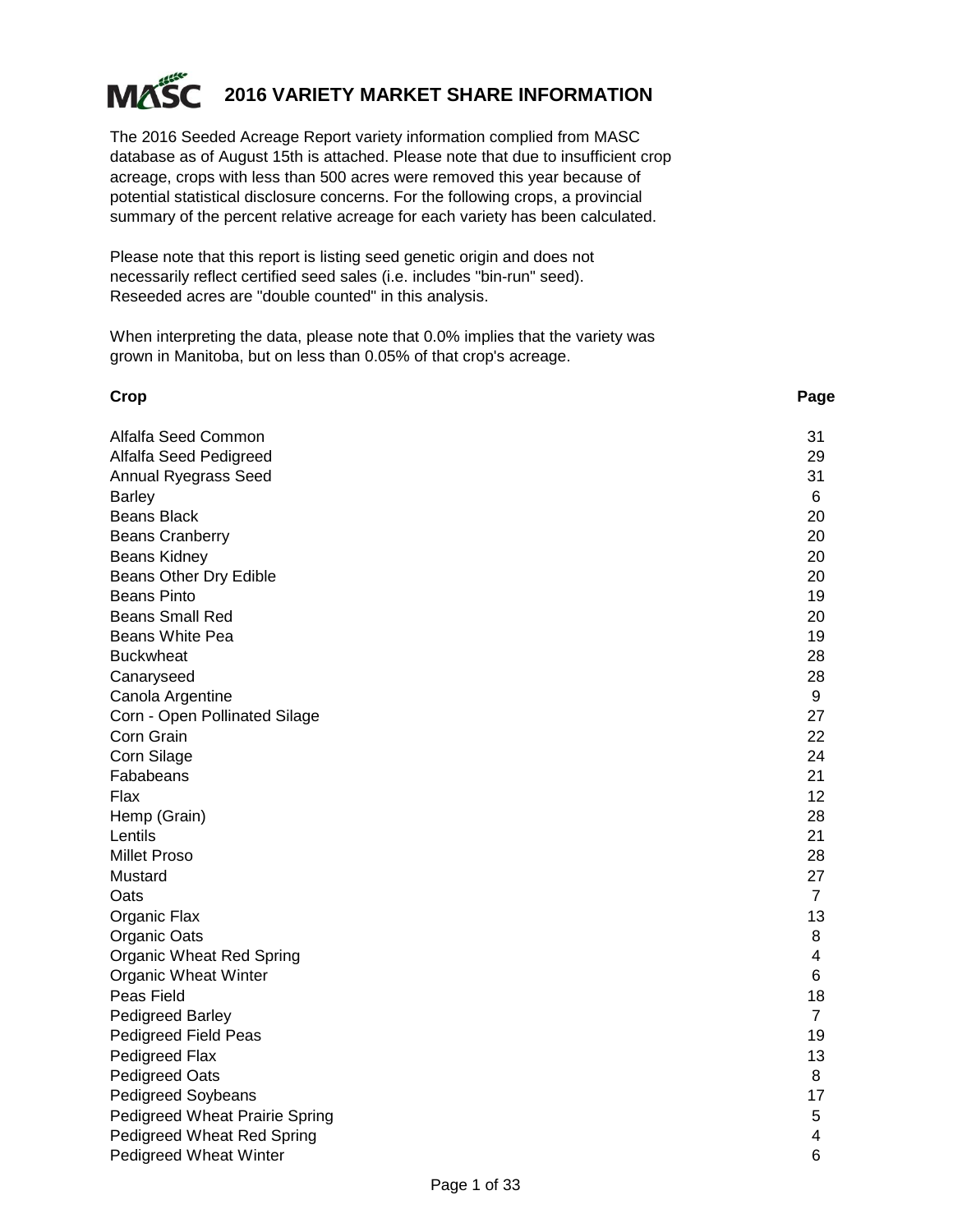# MASC 2016 VARIETY MARKET SHARE INFORMATION

The 2016 Seeded Acreage Report variety information complied from MASC database as of August 15th is attached. Please note that due to insufficient crop acreage, crops with less than 500 acres were removed this year because of potential statistical disclosure concerns. For the following crops, a provincial summary of the percent relative acreage for each variety has been calculated.

Please note that this report is listing seed genetic origin and does not necessarily reflect certified seed sales (i.e. includes "bin-run" seed). Reseeded acres are "double counted" in this analysis.

When interpreting the data, please note that 0.0% implies that the variety was grown in Manitoba, but on less than 0.05% of that crop's acreage.

| Crop | Page |
|---|---|
| Alfalfa Seed Common | 31 |
| Alfalfa Seed Pedigreed | 29 |
| Annual Ryegrass Seed | 31 |
| Barley | 6 |
| Beans Black | 20 |
| Beans Cranberry | 20 |
| Beans Kidney | 20 |
| Beans Other Dry Edible | 20 |
| Beans Pinto | 19 |
| Beans Small Red | 20 |
| Beans White Pea | 19 |
| Buckwheat | 28 |
| Canaryseed | 28 |
| Canola Argentine | 9 |
| Corn - Open Pollinated Silage | 27 |
| Corn Grain | 22 |
| Corn Silage | 24 |
| Fababeans | 21 |
| Flax | 12 |
| Hemp (Grain) | 28 |
| Lentils | 21 |
| Millet Proso | 28 |
| Mustard | 27 |
| Oats | 7 |
| Organic Flax | 13 |
| Organic Oats | 8 |
| Organic Wheat Red Spring | 4 |
| Organic Wheat Winter | 6 |
| Peas Field | 18 |
| Pedigreed Barley | 7 |
| Pedigreed Field Peas | 19 |
| Pedigreed Flax | 13 |
| Pedigreed Oats | 8 |
| Pedigreed Soybeans | 17 |
| Pedigreed Wheat Prairie Spring | 5 |
| Pedigreed Wheat Red Spring | 4 |
| Pedigreed Wheat Winter | 6 |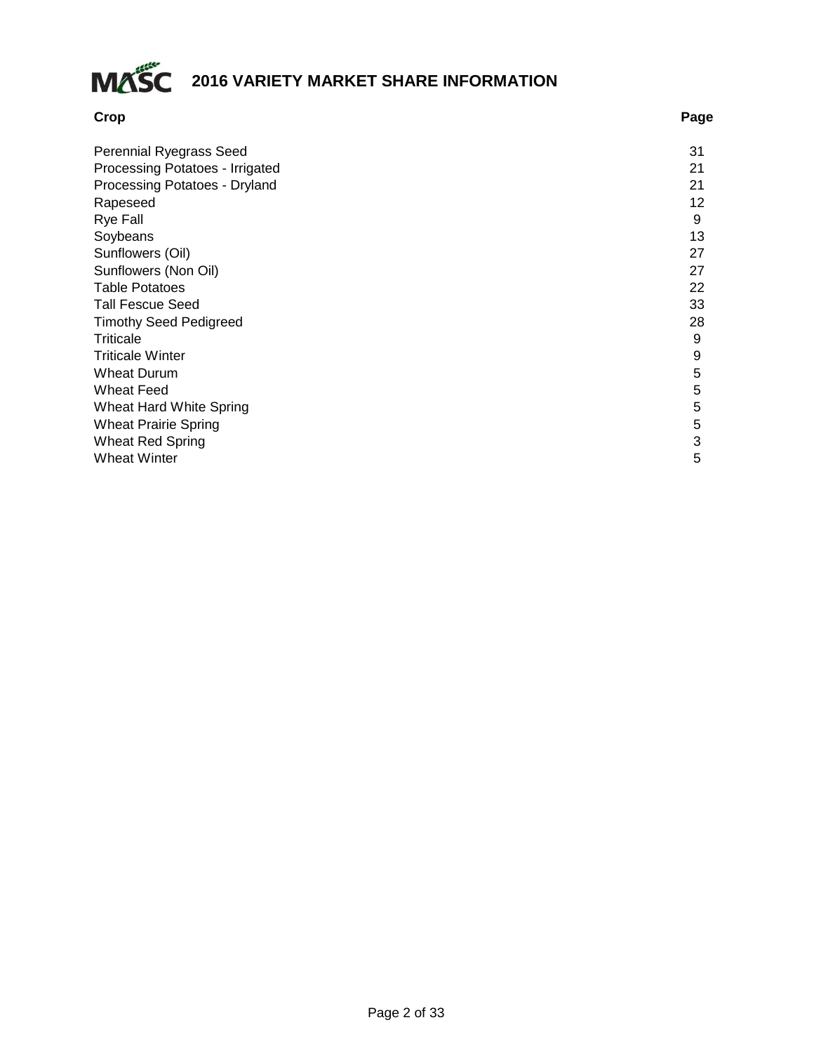# 2016 VARIETY MARKET SHARE INFORMATION

| Crop | Page |
|---|---|
| Perennial Ryegrass Seed | 31 |
| Processing Potatoes - Irrigated | 21 |
| Processing Potatoes - Dryland | 21 |
| Rapeseed | 12 |
| Rye Fall | 9 |
| Soybeans | 13 |
| Sunflowers (Oil) | 27 |
| Sunflowers (Non Oil) | 27 |
| Table Potatoes | 22 |
| Tall Fescue Seed | 33 |
| Timothy Seed Pedigreed | 28 |
| Triticale | 9 |
| Triticale Winter | 9 |
| Wheat Durum | 5 |
| Wheat Feed | 5 |
| Wheat Hard White Spring | 5 |
| Wheat Prairie Spring | 5 |
| Wheat Red Spring | 3 |
| Wheat Winter | 5 |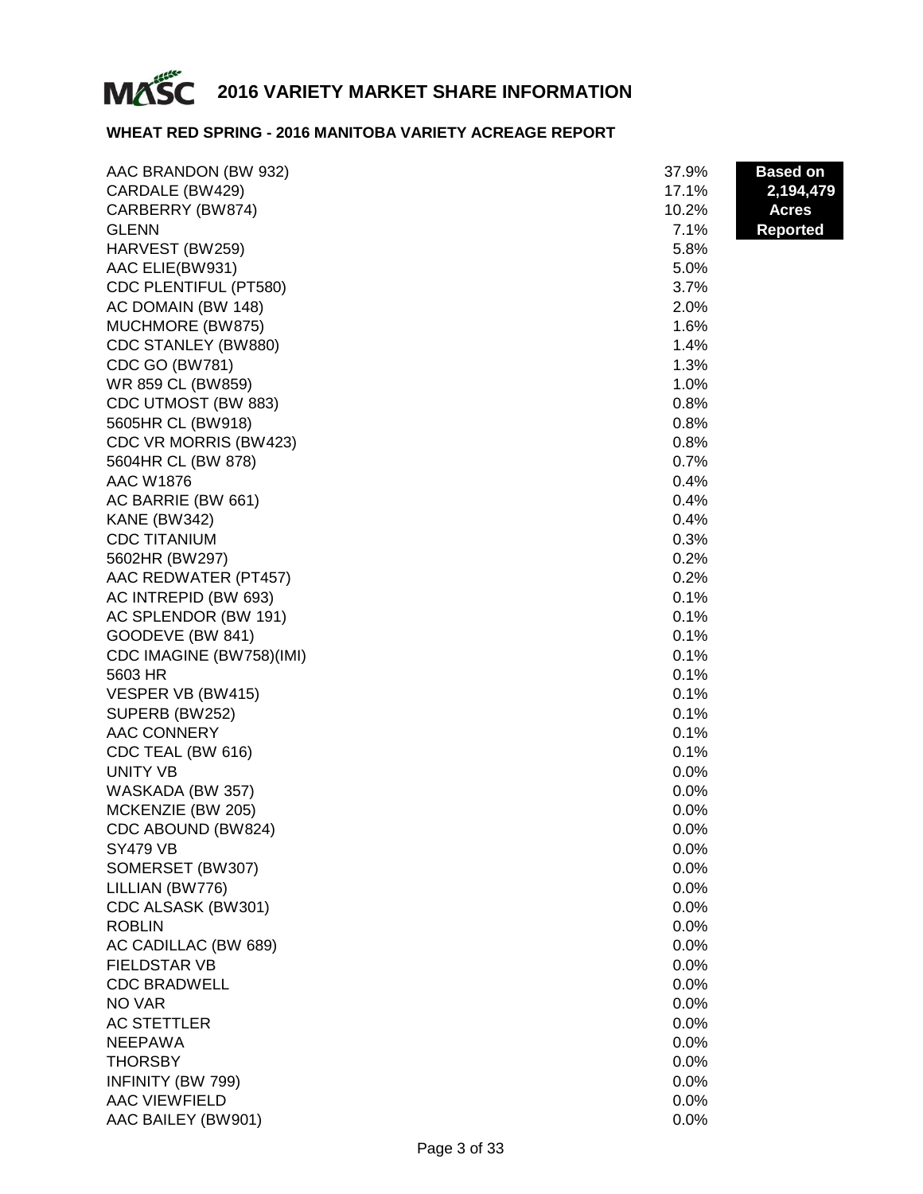# 2016 VARIETY MARKET SHARE INFORMATION

## WHEAT RED SPRING - 2016 MANITOBA VARIETY ACREAGE REPORT

**Based on 2,194,479 Acres Reported**

| Variety | Share |
|---|---|
| AAC BRANDON (BW 932) | 37.9% |
| CARDALE (BW429) | 17.1% |
| CARBERRY (BW874) | 10.2% |
| GLENN | 7.1% |
| HARVEST (BW259) | 5.8% |
| AAC ELIE(BW931) | 5.0% |
| CDC PLENTIFUL (PT580) | 3.7% |
| AC DOMAIN (BW 148) | 2.0% |
| MUCHMORE (BW875) | 1.6% |
| CDC STANLEY (BW880) | 1.4% |
| CDC GO (BW781) | 1.3% |
| WR 859 CL (BW859) | 1.0% |
| CDC UTMOST (BW 883) | 0.8% |
| 5605HR CL (BW918) | 0.8% |
| CDC VR MORRIS (BW423) | 0.8% |
| 5604HR CL (BW 878) | 0.7% |
| AAC W1876 | 0.4% |
| AC BARRIE (BW 661) | 0.4% |
| KANE (BW342) | 0.4% |
| CDC TITANIUM | 0.3% |
| 5602HR (BW297) | 0.2% |
| AAC REDWATER (PT457) | 0.2% |
| AC INTREPID (BW 693) | 0.1% |
| AC SPLENDOR (BW 191) | 0.1% |
| GOODEVE (BW 841) | 0.1% |
| CDC IMAGINE (BW758)(IMI) | 0.1% |
| 5603 HR | 0.1% |
| VESPER VB (BW415) | 0.1% |
| SUPERB (BW252) | 0.1% |
| AAC CONNERY | 0.1% |
| CDC TEAL (BW 616) | 0.1% |
| UNITY VB | 0.0% |
| WASKADA (BW 357) | 0.0% |
| MCKENZIE (BW 205) | 0.0% |
| CDC ABOUND (BW824) | 0.0% |
| SY479 VB | 0.0% |
| SOMERSET (BW307) | 0.0% |
| LILLIAN (BW776) | 0.0% |
| CDC ALSASK (BW301) | 0.0% |
| ROBLIN | 0.0% |
| AC CADILLAC (BW 689) | 0.0% |
| FIELDSTAR VB | 0.0% |
| CDC BRADWELL | 0.0% |
| NO VAR | 0.0% |
| AC STETTLER | 0.0% |
| NEEPAWA | 0.0% |
| THORSBY | 0.0% |
| INFINITY (BW 799) | 0.0% |
| AAC VIEWFIELD | 0.0% |
| AAC BAILEY (BW901) | 0.0% |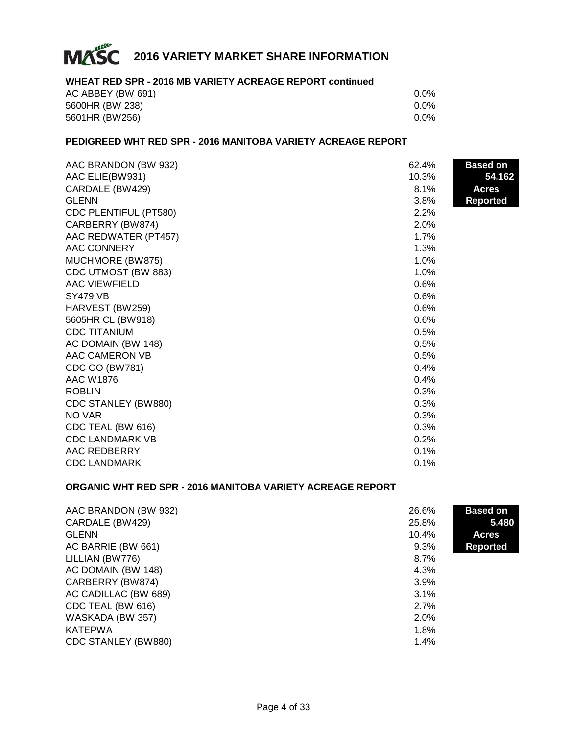# 2016 VARIETY MARKET SHARE INFORMATION

## WHEAT RED SPR - 2016 MB VARIETY ACREAGE REPORT continued

| Variety | Share |
|---|---|
| AC ABBEY (BW 691) | 0.0% |
| 5600HR (BW 238) | 0.0% |
| 5601HR (BW256) | 0.0% |

## PEDIGREED WHT RED SPR - 2016 MANITOBA VARIETY ACREAGE REPORT

**Based on 54,162 Acres Reported**

| Variety | Share |
|---|---|
| AAC BRANDON (BW 932) | 62.4% |
| AAC ELIE(BW931) | 10.3% |
| CARDALE (BW429) | 8.1% |
| GLENN | 3.8% |
| CDC PLENTIFUL (PT580) | 2.2% |
| CARBERRY (BW874) | 2.0% |
| AAC REDWATER (PT457) | 1.7% |
| AAC CONNERY | 1.3% |
| MUCHMORE (BW875) | 1.0% |
| CDC UTMOST (BW 883) | 1.0% |
| AAC VIEWFIELD | 0.6% |
| SY479 VB | 0.6% |
| HARVEST (BW259) | 0.6% |
| 5605HR CL (BW918) | 0.6% |
| CDC TITANIUM | 0.5% |
| AC DOMAIN (BW 148) | 0.5% |
| AAC CAMERON VB | 0.5% |
| CDC GO (BW781) | 0.4% |
| AAC W1876 | 0.4% |
| ROBLIN | 0.3% |
| CDC STANLEY (BW880) | 0.3% |
| NO VAR | 0.3% |
| CDC TEAL (BW 616) | 0.3% |
| CDC LANDMARK VB | 0.2% |
| AAC REDBERRY | 0.1% |
| CDC LANDMARK | 0.1% |

## ORGANIC WHT RED SPR - 2016 MANITOBA VARIETY ACREAGE REPORT

**Based on 5,480 Acres Reported**

| Variety | Share |
|---|---|
| AAC BRANDON (BW 932) | 26.6% |
| CARDALE (BW429) | 25.8% |
| GLENN | 10.4% |
| AC BARRIE (BW 661) | 9.3% |
| LILLIAN (BW776) | 8.7% |
| AC DOMAIN (BW 148) | 4.3% |
| CARBERRY (BW874) | 3.9% |
| AC CADILLAC (BW 689) | 3.1% |
| CDC TEAL (BW 616) | 2.7% |
| WASKADA (BW 357) | 2.0% |
| KATEPWA | 1.8% |
| CDC STANLEY (BW880) | 1.4% |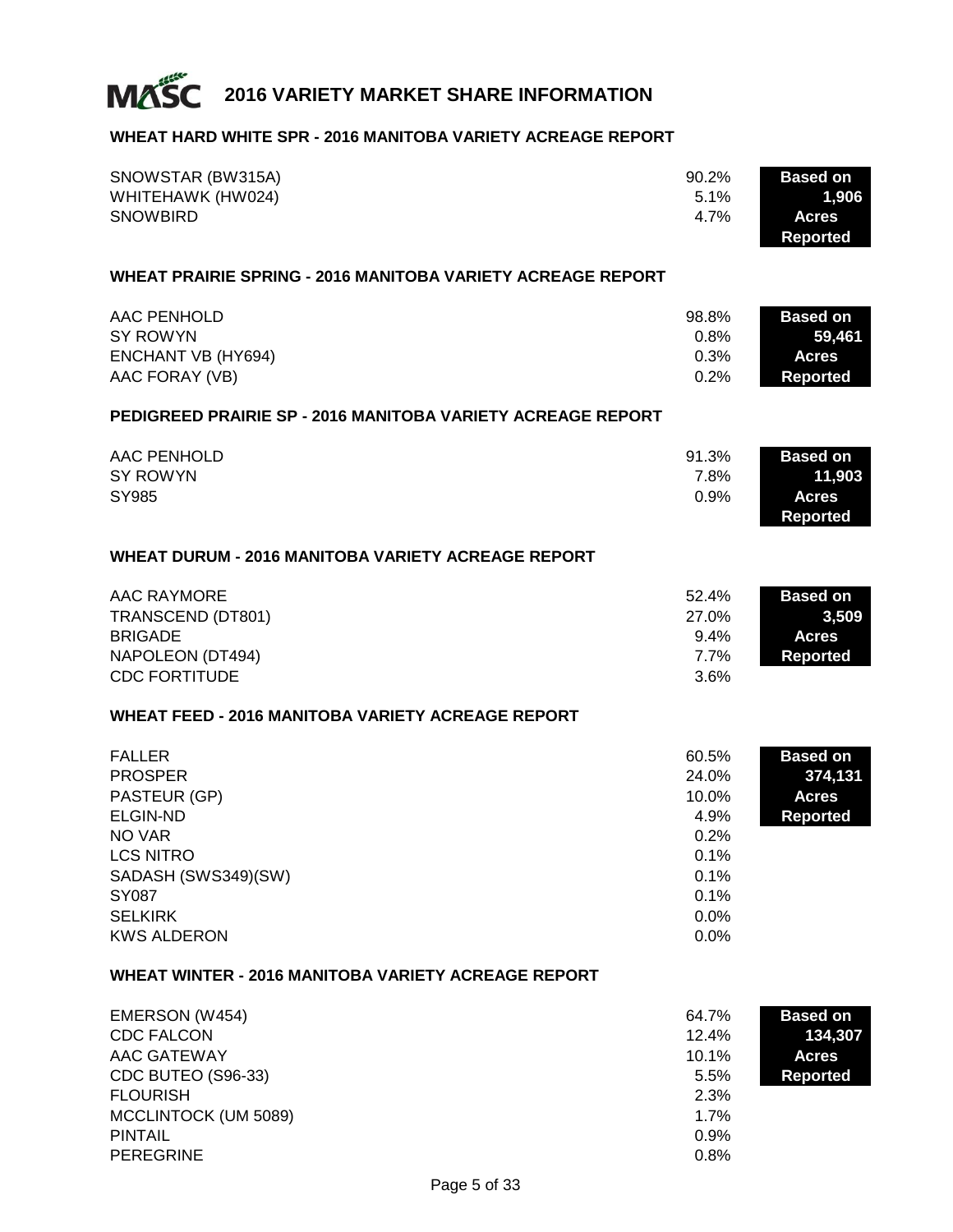# 2016 VARIETY MARKET SHARE INFORMATION

## WHEAT HARD WHITE SPR - 2016 MANITOBA VARIETY ACREAGE REPORT

| Variety | Share |
|---|---|
| SNOWSTAR (BW315A) | 90.2% |
| WHITEHAWK (HW024) | 5.1% |
| SNOWBIRD | 4.7% |

**Based on 1,906 Acres Reported**

## WHEAT PRAIRIE SPRING - 2016 MANITOBA VARIETY ACREAGE REPORT

| Variety | Share |
|---|---|
| AAC PENHOLD | 98.8% |
| SY ROWYN | 0.8% |
| ENCHANT VB (HY694) | 0.3% |
| AAC FORAY (VB) | 0.2% |

**Based on 59,461 Acres Reported**

## PEDIGREED PRAIRIE SP - 2016 MANITOBA VARIETY ACREAGE REPORT

| Variety | Share |
|---|---|
| AAC PENHOLD | 91.3% |
| SY ROWYN | 7.8% |
| SY985 | 0.9% |

**Based on 11,903 Acres Reported**

## WHEAT DURUM - 2016 MANITOBA VARIETY ACREAGE REPORT

| Variety | Share |
|---|---|
| AAC RAYMORE | 52.4% |
| TRANSCEND (DT801) | 27.0% |
| BRIGADE | 9.4% |
| NAPOLEON (DT494) | 7.7% |
| CDC FORTITUDE | 3.6% |

**Based on 3,509 Acres Reported**

## WHEAT FEED - 2016 MANITOBA VARIETY ACREAGE REPORT

| Variety | Share |
|---|---|
| FALLER | 60.5% |
| PROSPER | 24.0% |
| PASTEUR (GP) | 10.0% |
| ELGIN-ND | 4.9% |
| NO VAR | 0.2% |
| LCS NITRO | 0.1% |
| SADASH (SWS349)(SW) | 0.1% |
| SY087 | 0.1% |
| SELKIRK | 0.0% |
| KWS ALDERON | 0.0% |

**Based on 374,131 Acres Reported**

## WHEAT WINTER - 2016 MANITOBA VARIETY ACREAGE REPORT

| Variety | Share |
|---|---|
| EMERSON (W454) | 64.7% |
| CDC FALCON | 12.4% |
| AAC GATEWAY | 10.1% |
| CDC BUTEO (S96-33) | 5.5% |
| FLOURISH | 2.3% |
| MCCLINTOCK (UM 5089) | 1.7% |
| PINTAIL | 0.9% |
| PEREGRINE | 0.8% |

**Based on 134,307 Acres Reported**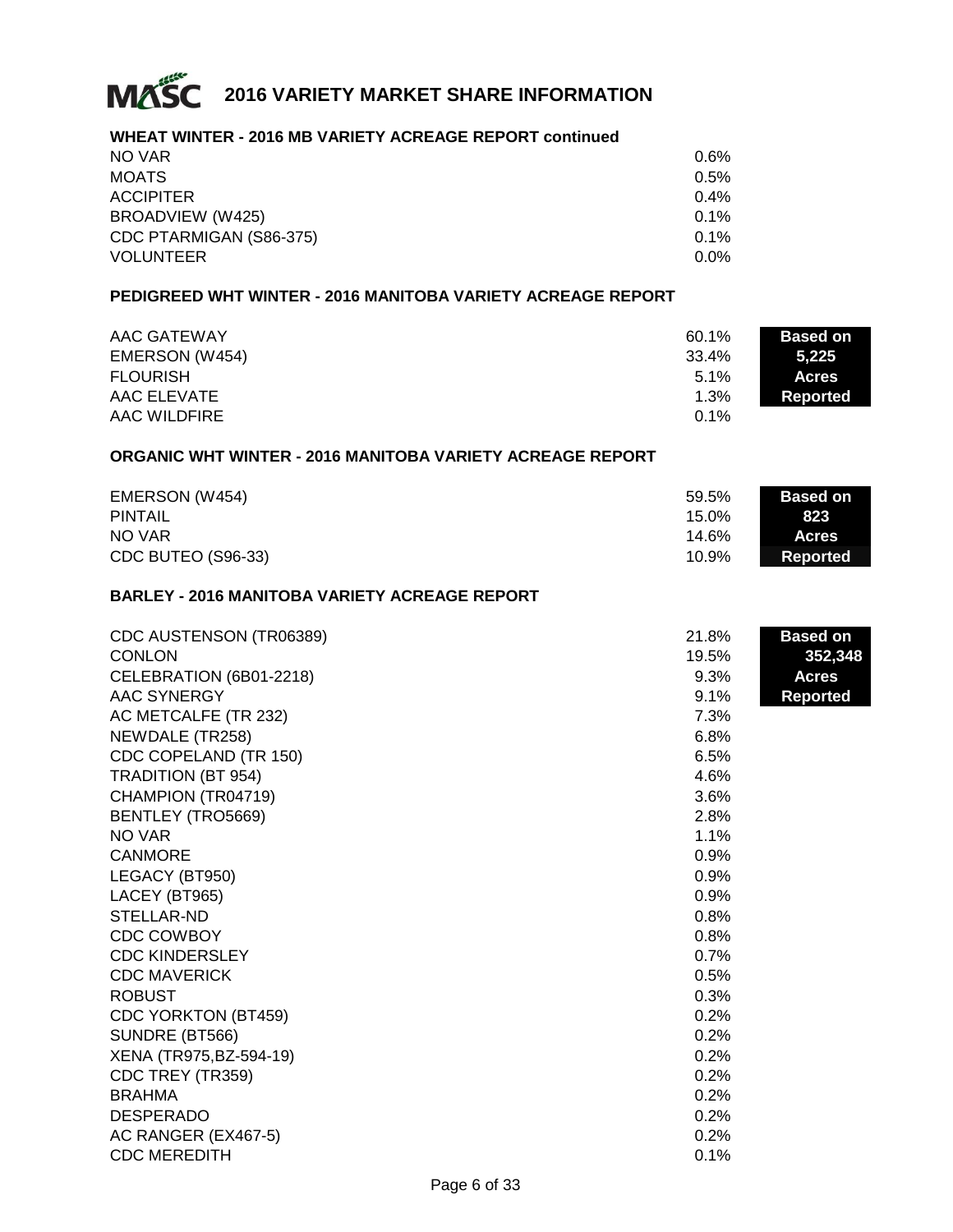# 2016 VARIETY MARKET SHARE INFORMATION

## WHEAT WINTER - 2016 MB VARIETY ACREAGE REPORT continued

| Variety | Share |
|---|---|
| NO VAR | 0.6% |
| MOATS | 0.5% |
| ACCIPITER | 0.4% |
| BROADVIEW (W425) | 0.1% |
| CDC PTARMIGAN (S86-375) | 0.1% |
| VOLUNTEER | 0.0% |

## PEDIGREED WHT WINTER - 2016 MANITOBA VARIETY ACREAGE REPORT

**Based on 5,225 Acres Reported**

| Variety | Share |
|---|---|
| AAC GATEWAY | 60.1% |
| EMERSON (W454) | 33.4% |
| FLOURISH | 5.1% |
| AAC ELEVATE | 1.3% |
| AAC WILDFIRE | 0.1% |

## ORGANIC WHT WINTER - 2016 MANITOBA VARIETY ACREAGE REPORT

**Based on 823 Acres Reported**

| Variety | Share |
|---|---|
| EMERSON (W454) | 59.5% |
| PINTAIL | 15.0% |
| NO VAR | 14.6% |
| CDC BUTEO (S96-33) | 10.9% |

## BARLEY - 2016 MANITOBA VARIETY ACREAGE REPORT

**Based on 352,348 Acres Reported**

| Variety | Share |
|---|---|
| CDC AUSTENSON (TR06389) | 21.8% |
| CONLON | 19.5% |
| CELEBRATION (6B01-2218) | 9.3% |
| AAC SYNERGY | 9.1% |
| AC METCALFE (TR 232) | 7.3% |
| NEWDALE (TR258) | 6.8% |
| CDC COPELAND (TR 150) | 6.5% |
| TRADITION (BT 954) | 4.6% |
| CHAMPION (TR04719) | 3.6% |
| BENTLEY (TRO5669) | 2.8% |
| NO VAR | 1.1% |
| CANMORE | 0.9% |
| LEGACY (BT950) | 0.9% |
| LACEY (BT965) | 0.9% |
| STELLAR-ND | 0.8% |
| CDC COWBOY | 0.8% |
| CDC KINDERSLEY | 0.7% |
| CDC MAVERICK | 0.5% |
| ROBUST | 0.3% |
| CDC YORKTON (BT459) | 0.2% |
| SUNDRE (BT566) | 0.2% |
| XENA (TR975,BZ-594-19) | 0.2% |
| CDC TREY (TR359) | 0.2% |
| BRAHMA | 0.2% |
| DESPERADO | 0.2% |
| AC RANGER (EX467-5) | 0.2% |
| CDC MEREDITH | 0.1% |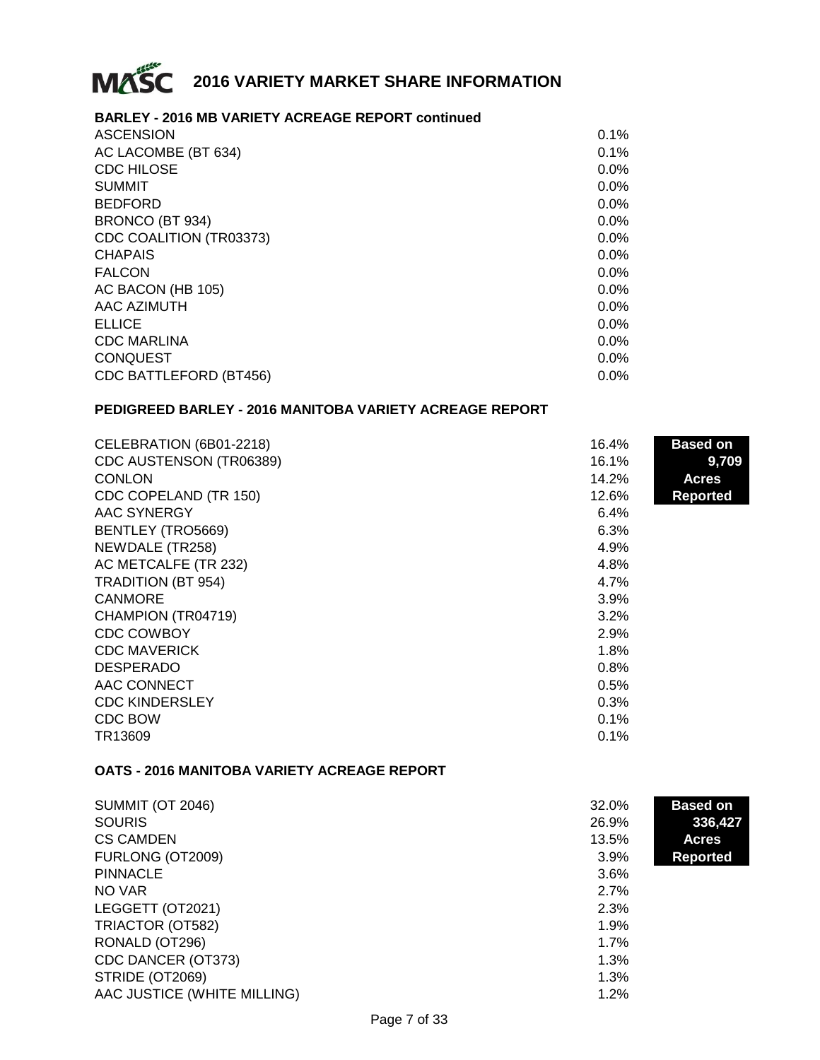# 2016 VARIETY MARKET SHARE INFORMATION

### BARLEY - 2016 MB VARIETY ACREAGE REPORT continued

| Variety | Share |
|---|---|
| ASCENSION | 0.1% |
| AC LACOMBE (BT 634) | 0.1% |
| CDC HILOSE | 0.0% |
| SUMMIT | 0.0% |
| BEDFORD | 0.0% |
| BRONCO (BT 934) | 0.0% |
| CDC COALITION (TR03373) | 0.0% |
| CHAPAIS | 0.0% |
| FALCON | 0.0% |
| AC BACON (HB 105) | 0.0% |
| AAC AZIMUTH | 0.0% |
| ELLICE | 0.0% |
| CDC MARLINA | 0.0% |
| CONQUEST | 0.0% |
| CDC BATTLEFORD (BT456) | 0.0% |

### PEDIGREED BARLEY - 2016 MANITOBA VARIETY ACREAGE REPORT

**Based on 9,709 Acres Reported**

| Variety | Share |
|---|---|
| CELEBRATION (6B01-2218) | 16.4% |
| CDC AUSTENSON (TR06389) | 16.1% |
| CONLON | 14.2% |
| CDC COPELAND (TR 150) | 12.6% |
| AAC SYNERGY | 6.4% |
| BENTLEY (TRO5669) | 6.3% |
| NEWDALE (TR258) | 4.9% |
| AC METCALFE (TR 232) | 4.8% |
| TRADITION (BT 954) | 4.7% |
| CANMORE | 3.9% |
| CHAMPION (TR04719) | 3.2% |
| CDC COWBOY | 2.9% |
| CDC MAVERICK | 1.8% |
| DESPERADO | 0.8% |
| AAC CONNECT | 0.5% |
| CDC KINDERSLEY | 0.3% |
| CDC BOW | 0.1% |
| TR13609 | 0.1% |

### OATS - 2016 MANITOBA VARIETY ACREAGE REPORT

**Based on 336,427 Acres Reported**

| Variety | Share |
|---|---|
| SUMMIT (OT 2046) | 32.0% |
| SOURIS | 26.9% |
| CS CAMDEN | 13.5% |
| FURLONG (OT2009) | 3.9% |
| PINNACLE | 3.6% |
| NO VAR | 2.7% |
| LEGGETT (OT2021) | 2.3% |
| TRIACTOR (OT582) | 1.9% |
| RONALD (OT296) | 1.7% |
| CDC DANCER (OT373) | 1.3% |
| STRIDE (OT2069) | 1.3% |
| AAC JUSTICE (WHITE MILLING) | 1.2% |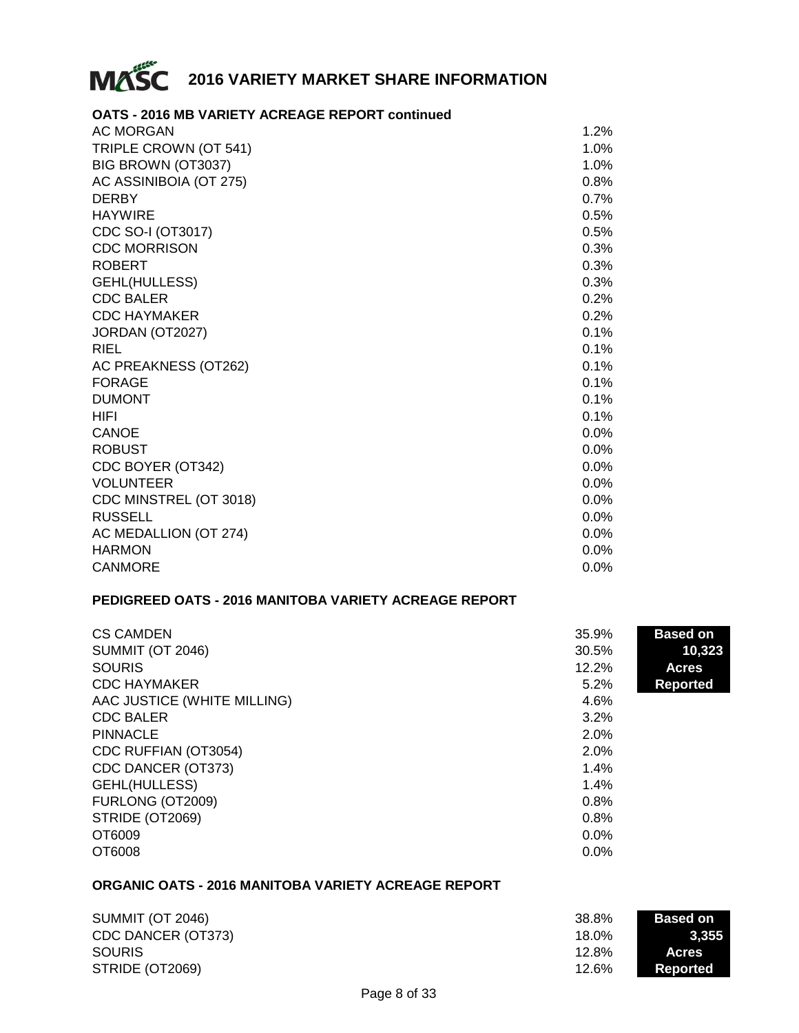# 2016 VARIETY MARKET SHARE INFORMATION

## OATS - 2016 MB VARIETY ACREAGE REPORT continued

| Variety | Share |
|---|---|
| AC MORGAN | 1.2% |
| TRIPLE CROWN (OT 541) | 1.0% |
| BIG BROWN (OT3037) | 1.0% |
| AC ASSINIBOIA (OT 275) | 0.8% |
| DERBY | 0.7% |
| HAYWIRE | 0.5% |
| CDC SO-I (OT3017) | 0.5% |
| CDC MORRISON | 0.3% |
| ROBERT | 0.3% |
| GEHL(HULLESS) | 0.3% |
| CDC BALER | 0.2% |
| CDC HAYMAKER | 0.2% |
| JORDAN (OT2027) | 0.1% |
| RIEL | 0.1% |
| AC PREAKNESS (OT262) | 0.1% |
| FORAGE | 0.1% |
| DUMONT | 0.1% |
| HIFI | 0.1% |
| CANOE | 0.0% |
| ROBUST | 0.0% |
| CDC BOYER (OT342) | 0.0% |
| VOLUNTEER | 0.0% |
| CDC MINSTREL (OT 3018) | 0.0% |
| RUSSELL | 0.0% |
| AC MEDALLION (OT 274) | 0.0% |
| HARMON | 0.0% |
| CANMORE | 0.0% |

## PEDIGREED OATS - 2016 MANITOBA VARIETY ACREAGE REPORT

**Based on 10,323 Acres Reported**

| Variety | Share |
|---|---|
| CS CAMDEN | 35.9% |
| SUMMIT (OT 2046) | 30.5% |
| SOURIS | 12.2% |
| CDC HAYMAKER | 5.2% |
| AAC JUSTICE (WHITE MILLING) | 4.6% |
| CDC BALER | 3.2% |
| PINNACLE | 2.0% |
| CDC RUFFIAN (OT3054) | 2.0% |
| CDC DANCER (OT373) | 1.4% |
| GEHL(HULLESS) | 1.4% |
| FURLONG (OT2009) | 0.8% |
| STRIDE (OT2069) | 0.8% |
| OT6009 | 0.0% |
| OT6008 | 0.0% |

## ORGANIC OATS - 2016 MANITOBA VARIETY ACREAGE REPORT

**Based on 3,355 Acres Reported**

| Variety | Share |
|---|---|
| SUMMIT (OT 2046) | 38.8% |
| CDC DANCER (OT373) | 18.0% |
| SOURIS | 12.8% |
| STRIDE (OT2069) | 12.6% |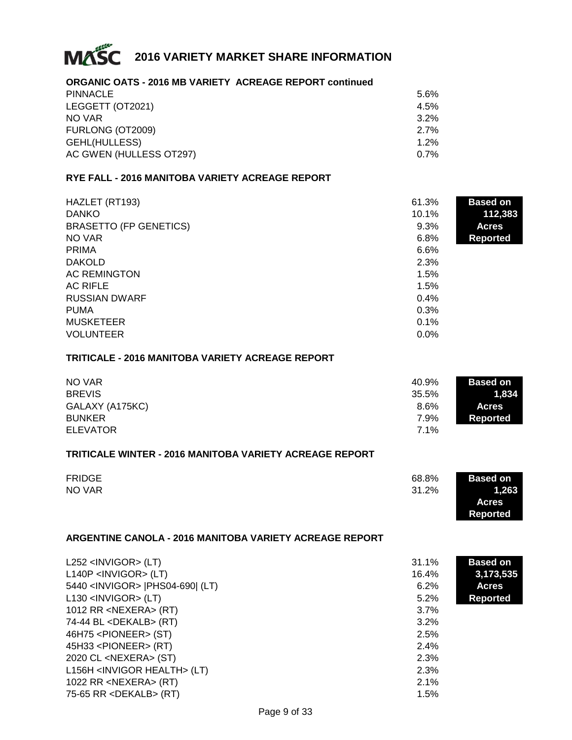# 2016 VARIETY MARKET SHARE INFORMATION

## ORGANIC OATS - 2016 MB VARIETY ACREAGE REPORT continued

| Variety | Share |
|---|---|
| PINNACLE | 5.6% |
| LEGGETT (OT2021) | 4.5% |
| NO VAR | 3.2% |
| FURLONG (OT2009) | 2.7% |
| GEHL(HULLESS) | 1.2% |
| AC GWEN (HULLESS OT297) | 0.7% |

## RYE FALL - 2016 MANITOBA VARIETY ACREAGE REPORT

**Based on 112,383 Acres Reported**

| Variety | Share |
|---|---|
| HAZLET (RT193) | 61.3% |
| DANKO | 10.1% |
| BRASETTO (FP GENETICS) | 9.3% |
| NO VAR | 6.8% |
| PRIMA | 6.6% |
| DAKOLD | 2.3% |
| AC REMINGTON | 1.5% |
| AC RIFLE | 1.5% |
| RUSSIAN DWARF | 0.4% |
| PUMA | 0.3% |
| MUSKETEER | 0.1% |
| VOLUNTEER | 0.0% |

## TRITICALE - 2016 MANITOBA VARIETY ACREAGE REPORT

**Based on 1,834 Acres Reported**

| Variety | Share |
|---|---|
| NO VAR | 40.9% |
| BREVIS | 35.5% |
| GALAXY (A175KC) | 8.6% |
| BUNKER | 7.9% |
| ELEVATOR | 7.1% |

## TRITICALE WINTER - 2016 MANITOBA VARIETY ACREAGE REPORT

**Based on 1,263 Acres Reported**

| Variety | Share |
|---|---|
| FRIDGE | 68.8% |
| NO VAR | 31.2% |

## ARGENTINE CANOLA - 2016 MANITOBA VARIETY ACREAGE REPORT

**Based on 3,173,535 Acres Reported**

| Variety | Share |
|---|---|
| L252 <INVIGOR> (LT) | 31.1% |
| L140P <INVIGOR> (LT) | 16.4% |
| 5440 <INVIGOR> \|PHS04-690\| (LT) | 6.2% |
| L130 <INVIGOR> (LT) | 5.2% |
| 1012 RR <NEXERA> (RT) | 3.7% |
| 74-44 BL <DEKALB> (RT) | 3.2% |
| 46H75 <PIONEER> (ST) | 2.5% |
| 45H33 <PIONEER> (RT) | 2.4% |
| 2020 CL <NEXERA> (ST) | 2.3% |
| L156H <INVIGOR HEALTH> (LT) | 2.3% |
| 1022 RR <NEXERA> (RT) | 2.1% |
| 75-65 RR <DEKALB> (RT) | 1.5% |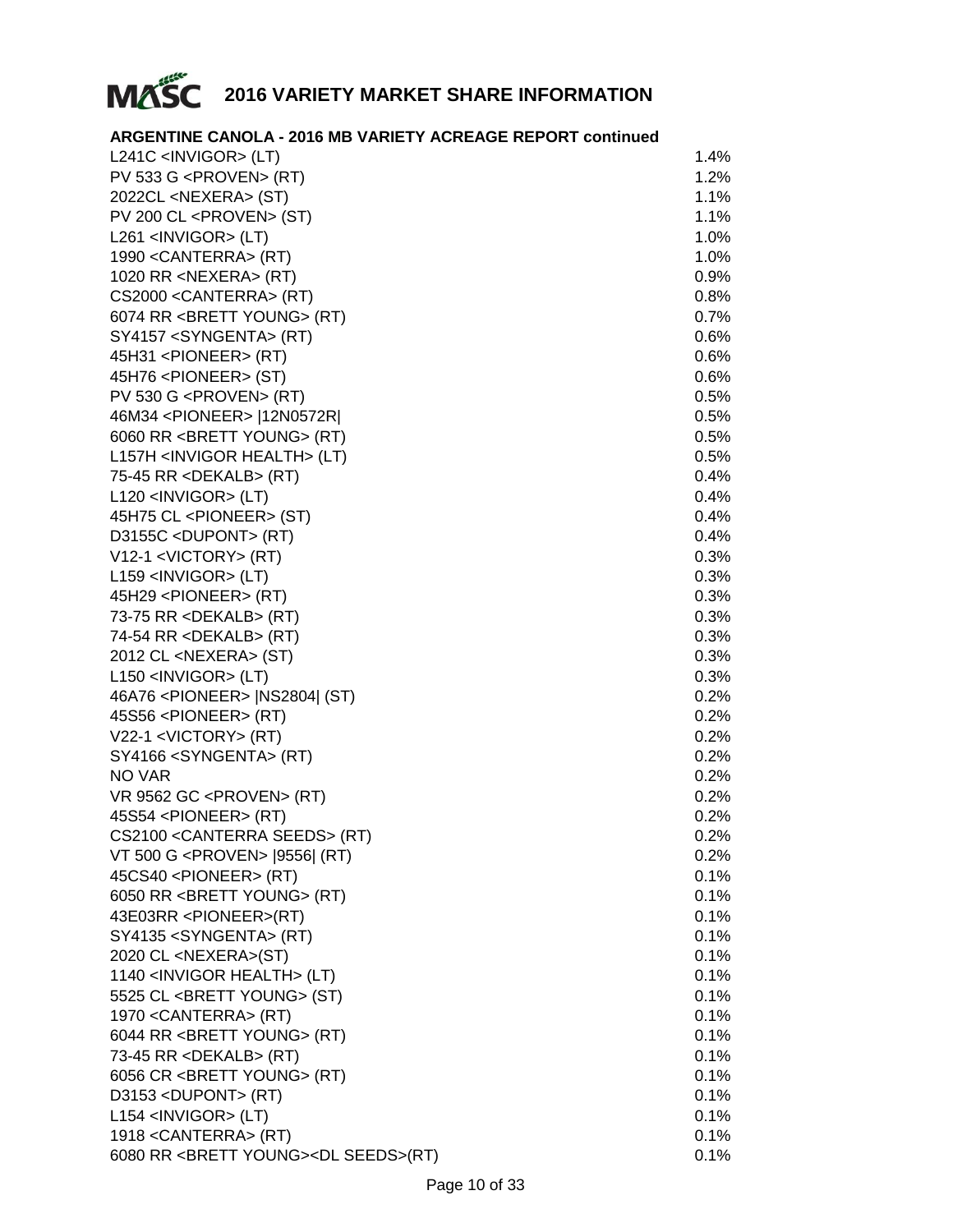# 2016 VARIETY MARKET SHARE INFORMATION

**ARGENTINE CANOLA - 2016 MB VARIETY ACREAGE REPORT continued**

| | |
|---|---|
| L241C <INVIGOR> (LT) | 1.4% |
| PV 533 G <PROVEN> (RT) | 1.2% |
| 2022CL <NEXERA> (ST) | 1.1% |
| PV 200 CL <PROVEN> (ST) | 1.1% |
| L261 <INVIGOR> (LT) | 1.0% |
| 1990 <CANTERRA> (RT) | 1.0% |
| 1020 RR <NEXERA> (RT) | 0.9% |
| CS2000 <CANTERRA> (RT) | 0.8% |
| 6074 RR <BRETT YOUNG> (RT) | 0.7% |
| SY4157 <SYNGENTA> (RT) | 0.6% |
| 45H31 <PIONEER> (RT) | 0.6% |
| 45H76 <PIONEER> (ST) | 0.6% |
| PV 530 G <PROVEN> (RT) | 0.5% |
| 46M34 <PIONEER> \|12N0572R\| | 0.5% |
| 6060 RR <BRETT YOUNG> (RT) | 0.5% |
| L157H <INVIGOR HEALTH> (LT) | 0.5% |
| 75-45 RR <DEKALB> (RT) | 0.4% |
| L120 <INVIGOR> (LT) | 0.4% |
| 45H75 CL <PIONEER> (ST) | 0.4% |
| D3155C <DUPONT> (RT) | 0.4% |
| V12-1 <VICTORY> (RT) | 0.3% |
| L159 <INVIGOR> (LT) | 0.3% |
| 45H29 <PIONEER> (RT) | 0.3% |
| 73-75 RR <DEKALB> (RT) | 0.3% |
| 74-54 RR <DEKALB> (RT) | 0.3% |
| 2012 CL <NEXERA> (ST) | 0.3% |
| L150 <INVIGOR> (LT) | 0.3% |
| 46A76 <PIONEER> \|NS2804\| (ST) | 0.2% |
| 45S56 <PIONEER> (RT) | 0.2% |
| V22-1 <VICTORY> (RT) | 0.2% |
| SY4166 <SYNGENTA> (RT) | 0.2% |
| NO VAR | 0.2% |
| VR 9562 GC <PROVEN> (RT) | 0.2% |
| 45S54 <PIONEER> (RT) | 0.2% |
| CS2100 <CANTERRA SEEDS> (RT) | 0.2% |
| VT 500 G <PROVEN> \|9556\| (RT) | 0.2% |
| 45CS40 <PIONEER> (RT) | 0.1% |
| 6050 RR <BRETT YOUNG> (RT) | 0.1% |
| 43E03RR <PIONEER>(RT) | 0.1% |
| SY4135 <SYNGENTA> (RT) | 0.1% |
| 2020 CL <NEXERA>(ST) | 0.1% |
| 1140 <INVIGOR HEALTH> (LT) | 0.1% |
| 5525 CL <BRETT YOUNG> (ST) | 0.1% |
| 1970 <CANTERRA> (RT) | 0.1% |
| 6044 RR <BRETT YOUNG> (RT) | 0.1% |
| 73-45 RR <DEKALB> (RT) | 0.1% |
| 6056 CR <BRETT YOUNG> (RT) | 0.1% |
| D3153 <DUPONT> (RT) | 0.1% |
| L154 <INVIGOR> (LT) | 0.1% |
| 1918 <CANTERRA> (RT) | 0.1% |
| 6080 RR <BRETT YOUNG><DL SEEDS>(RT) | 0.1% |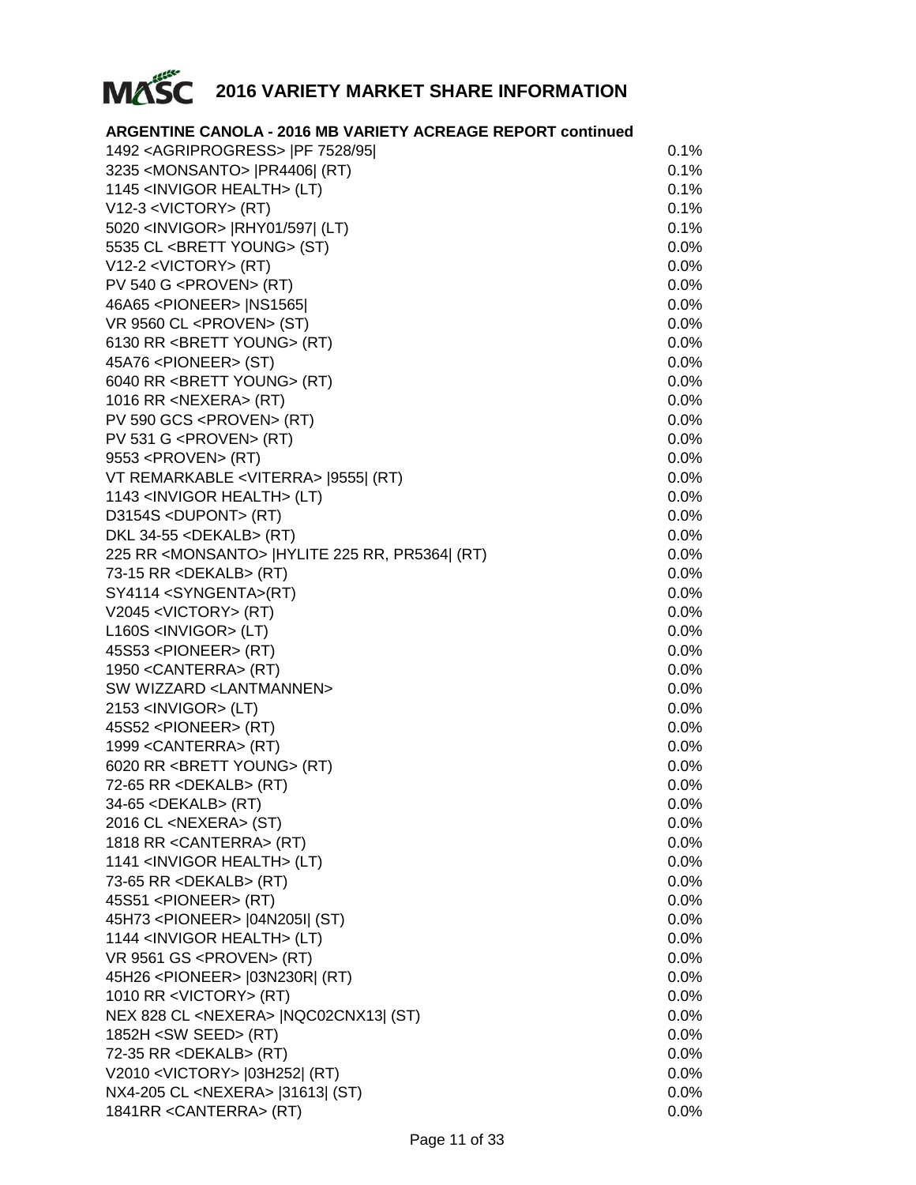# 2016 VARIETY MARKET SHARE INFORMATION

**ARGENTINE CANOLA - 2016 MB VARIETY ACREAGE REPORT continued**

| Variety | Share |
|---|---|
| 1492 <AGRIPROGRESS> \|PF 7528/95\| | 0.1% |
| 3235 <MONSANTO> \|PR4406\| (RT) | 0.1% |
| 1145 <INVIGOR HEALTH> (LT) | 0.1% |
| V12-3 <VICTORY> (RT) | 0.1% |
| 5020 <INVIGOR> \|RHY01/597\| (LT) | 0.1% |
| 5535 CL <BRETT YOUNG> (ST) | 0.0% |
| V12-2 <VICTORY> (RT) | 0.0% |
| PV 540 G <PROVEN> (RT) | 0.0% |
| 46A65 <PIONEER> \|NS1565\| | 0.0% |
| VR 9560 CL <PROVEN> (ST) | 0.0% |
| 6130 RR <BRETT YOUNG> (RT) | 0.0% |
| 45A76 <PIONEER> (ST) | 0.0% |
| 6040 RR <BRETT YOUNG> (RT) | 0.0% |
| 1016 RR <NEXERA> (RT) | 0.0% |
| PV 590 GCS <PROVEN> (RT) | 0.0% |
| PV 531 G <PROVEN> (RT) | 0.0% |
| 9553 <PROVEN> (RT) | 0.0% |
| VT REMARKABLE <VITERRA> \|9555\| (RT) | 0.0% |
| 1143 <INVIGOR HEALTH> (LT) | 0.0% |
| D3154S <DUPONT> (RT) | 0.0% |
| DKL 34-55 <DEKALB> (RT) | 0.0% |
| 225 RR <MONSANTO> \|HYLITE 225 RR, PR5364\| (RT) | 0.0% |
| 73-15 RR <DEKALB> (RT) | 0.0% |
| SY4114 <SYNGENTA>(RT) | 0.0% |
| V2045 <VICTORY> (RT) | 0.0% |
| L160S <INVIGOR> (LT) | 0.0% |
| 45S53 <PIONEER> (RT) | 0.0% |
| 1950 <CANTERRA> (RT) | 0.0% |
| SW WIZZARD <LANTMANNEN> | 0.0% |
| 2153 <INVIGOR> (LT) | 0.0% |
| 45S52 <PIONEER> (RT) | 0.0% |
| 1999 <CANTERRA> (RT) | 0.0% |
| 6020 RR <BRETT YOUNG> (RT) | 0.0% |
| 72-65 RR <DEKALB> (RT) | 0.0% |
| 34-65 <DEKALB> (RT) | 0.0% |
| 2016 CL <NEXERA> (ST) | 0.0% |
| 1818 RR <CANTERRA> (RT) | 0.0% |
| 1141 <INVIGOR HEALTH> (LT) | 0.0% |
| 73-65 RR <DEKALB> (RT) | 0.0% |
| 45S51 <PIONEER> (RT) | 0.0% |
| 45H73 <PIONEER> \|04N205I\| (ST) | 0.0% |
| 1144 <INVIGOR HEALTH> (LT) | 0.0% |
| VR 9561 GS <PROVEN> (RT) | 0.0% |
| 45H26 <PIONEER> \|03N230R\| (RT) | 0.0% |
| 1010 RR <VICTORY> (RT) | 0.0% |
| NEX 828 CL <NEXERA> \|NQC02CNX13\| (ST) | 0.0% |
| 1852H <SW SEED> (RT) | 0.0% |
| 72-35 RR <DEKALB> (RT) | 0.0% |
| V2010 <VICTORY> \|03H252\| (RT) | 0.0% |
| NX4-205 CL <NEXERA> \|31613\| (ST) | 0.0% |
| 1841RR <CANTERRA> (RT) | 0.0% |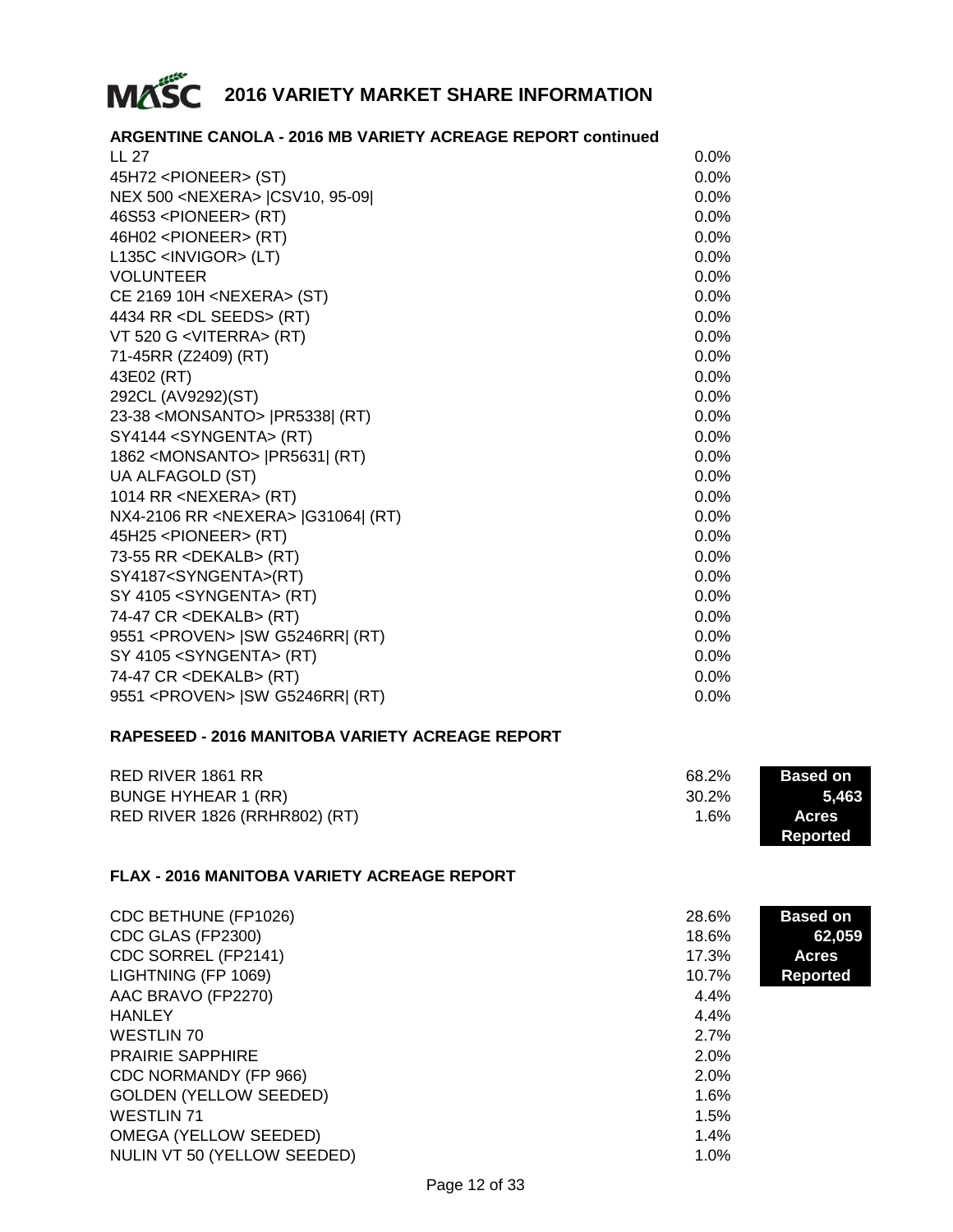# 2016 VARIETY MARKET SHARE INFORMATION

## ARGENTINE CANOLA - 2016 MB VARIETY ACREAGE REPORT continued

| Variety | Share |
|---|---|
| LL 27 | 0.0% |
| 45H72 <PIONEER> (ST) | 0.0% |
| NEX 500 <NEXERA> \|CSV10, 95-09\| | 0.0% |
| 46S53 <PIONEER> (RT) | 0.0% |
| 46H02 <PIONEER> (RT) | 0.0% |
| L135C <INVIGOR> (LT) | 0.0% |
| VOLUNTEER | 0.0% |
| CE 2169 10H <NEXERA> (ST) | 0.0% |
| 4434 RR <DL SEEDS> (RT) | 0.0% |
| VT 520 G <VITERRA> (RT) | 0.0% |
| 71-45RR (Z2409) (RT) | 0.0% |
| 43E02 (RT) | 0.0% |
| 292CL (AV9292)(ST) | 0.0% |
| 23-38 <MONSANTO> \|PR5338\| (RT) | 0.0% |
| SY4144 <SYNGENTA> (RT) | 0.0% |
| 1862 <MONSANTO> \|PR5631\| (RT) | 0.0% |
| UA ALFAGOLD (ST) | 0.0% |
| 1014 RR <NEXERA> (RT) | 0.0% |
| NX4-2106 RR <NEXERA> \|G31064\| (RT) | 0.0% |
| 45H25 <PIONEER> (RT) | 0.0% |
| 73-55 RR <DEKALB> (RT) | 0.0% |
| SY4187<SYNGENTA>(RT) | 0.0% |
| SY 4105 <SYNGENTA> (RT) | 0.0% |
| 74-47 CR <DEKALB> (RT) | 0.0% |
| 9551 <PROVEN> \|SW G5246RR\| (RT) | 0.0% |
| SY 4105 <SYNGENTA> (RT) | 0.0% |
| 74-47 CR <DEKALB> (RT) | 0.0% |
| 9551 <PROVEN> \|SW G5246RR\| (RT) | 0.0% |

## RAPESEED - 2016 MANITOBA VARIETY ACREAGE REPORT

**Based on 5,463 Acres Reported**

| Variety | Share |
|---|---|
| RED RIVER 1861 RR | 68.2% |
| BUNGE HYHEAR 1 (RR) | 30.2% |
| RED RIVER 1826 (RRHR802) (RT) | 1.6% |

## FLAX - 2016 MANITOBA VARIETY ACREAGE REPORT

**Based on 62,059 Acres Reported**

| Variety | Share |
|---|---|
| CDC BETHUNE (FP1026) | 28.6% |
| CDC GLAS (FP2300) | 18.6% |
| CDC SORREL (FP2141) | 17.3% |
| LIGHTNING (FP 1069) | 10.7% |
| AAC BRAVO (FP2270) | 4.4% |
| HANLEY | 4.4% |
| WESTLIN 70 | 2.7% |
| PRAIRIE SAPPHIRE | 2.0% |
| CDC NORMANDY (FP 966) | 2.0% |
| GOLDEN (YELLOW SEEDED) | 1.6% |
| WESTLIN 71 | 1.5% |
| OMEGA (YELLOW SEEDED) | 1.4% |
| NULIN VT 50 (YELLOW SEEDED) | 1.0% |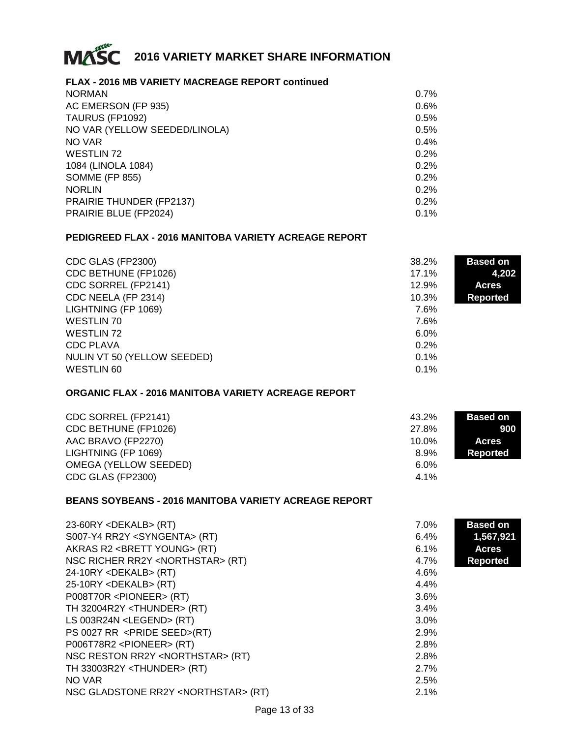# 2016 VARIETY MARKET SHARE INFORMATION

## FLAX - 2016 MB VARIETY MACREAGE REPORT continued

| Variety | Share |
|---|---|
| NORMAN | 0.7% |
| AC EMERSON (FP 935) | 0.6% |
| TAURUS (FP1092) | 0.5% |
| NO VAR (YELLOW SEEDED/LINOLA) | 0.5% |
| NO VAR | 0.4% |
| WESTLIN 72 | 0.2% |
| 1084 (LINOLA 1084) | 0.2% |
| SOMME (FP 855) | 0.2% |
| NORLIN | 0.2% |
| PRAIRIE THUNDER (FP2137) | 0.2% |
| PRAIRIE BLUE (FP2024) | 0.1% |

## PEDIGREED FLAX - 2016 MANITOBA VARIETY ACREAGE REPORT

**Based on 4,202 Acres Reported**

| Variety | Share |
|---|---|
| CDC GLAS (FP2300) | 38.2% |
| CDC BETHUNE (FP1026) | 17.1% |
| CDC SORREL (FP2141) | 12.9% |
| CDC NEELA (FP 2314) | 10.3% |
| LIGHTNING (FP 1069) | 7.6% |
| WESTLIN 70 | 7.6% |
| WESTLIN 72 | 6.0% |
| CDC PLAVA | 0.2% |
| NULIN VT 50 (YELLOW SEEDED) | 0.1% |
| WESTLIN 60 | 0.1% |

## ORGANIC FLAX - 2016 MANITOBA VARIETY ACREAGE REPORT

**Based on 900 Acres Reported**

| Variety | Share |
|---|---|
| CDC SORREL (FP2141) | 43.2% |
| CDC BETHUNE (FP1026) | 27.8% |
| AAC BRAVO (FP2270) | 10.0% |
| LIGHTNING (FP 1069) | 8.9% |
| OMEGA (YELLOW SEEDED) | 6.0% |
| CDC GLAS (FP2300) | 4.1% |

## BEANS SOYBEANS - 2016 MANITOBA VARIETY ACREAGE REPORT

**Based on 1,567,921 Acres Reported**

| Variety | Share |
|---|---|
| 23-60RY <DEKALB> (RT) | 7.0% |
| S007-Y4 RR2Y <SYNGENTA> (RT) | 6.4% |
| AKRAS R2 <BRETT YOUNG> (RT) | 6.1% |
| NSC RICHER RR2Y <NORTHSTAR> (RT) | 4.7% |
| 24-10RY <DEKALB> (RT) | 4.6% |
| 25-10RY <DEKALB> (RT) | 4.4% |
| P008T70R <PIONEER> (RT) | 3.6% |
| TH 32004R2Y <THUNDER> (RT) | 3.4% |
| LS 003R24N <LEGEND> (RT) | 3.0% |
| PS 0027 RR <PRIDE SEED>(RT) | 2.9% |
| P006T78R2 <PIONEER> (RT) | 2.8% |
| NSC RESTON RR2Y <NORTHSTAR> (RT) | 2.8% |
| TH 33003R2Y <THUNDER> (RT) | 2.7% |
| NO VAR | 2.5% |
| NSC GLADSTONE RR2Y <NORTHSTAR> (RT) | 2.1% |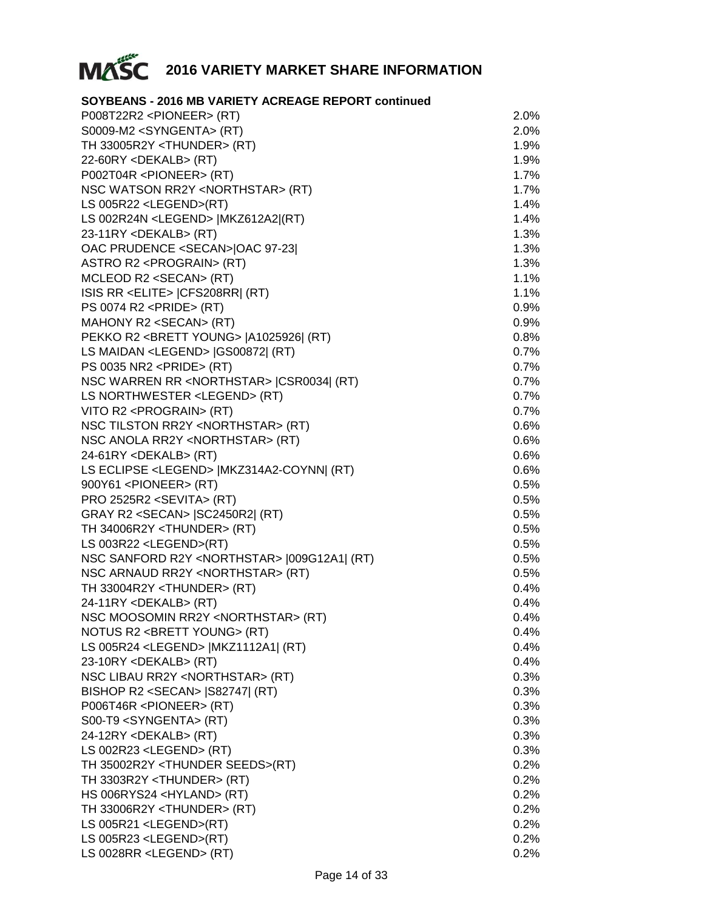# MASC 2016 VARIETY MARKET SHARE INFORMATION

## SOYBEANS - 2016 MB VARIETY ACREAGE REPORT continued

| Variety | Share |
|---|---|
| P008T22R2 <PIONEER> (RT) | 2.0% |
| S0009-M2 <SYNGENTA> (RT) | 2.0% |
| TH 33005R2Y <THUNDER> (RT) | 1.9% |
| 22-60RY <DEKALB> (RT) | 1.9% |
| P002T04R <PIONEER> (RT) | 1.7% |
| NSC WATSON RR2Y <NORTHSTAR> (RT) | 1.7% |
| LS 005R22 <LEGEND>(RT) | 1.4% |
| LS 002R24N <LEGEND> \|MKZ612A2\|(RT) | 1.4% |
| 23-11RY <DEKALB> (RT) | 1.3% |
| OAC PRUDENCE <SECAN>\|OAC 97-23\| | 1.3% |
| ASTRO R2 <PROGRAIN> (RT) | 1.3% |
| MCLEOD R2 <SECAN> (RT) | 1.1% |
| ISIS RR <ELITE> \|CFS208RR\| (RT) | 1.1% |
| PS 0074 R2 <PRIDE> (RT) | 0.9% |
| MAHONY R2 <SECAN> (RT) | 0.9% |
| PEKKO R2 <BRETT YOUNG> \|A1025926\| (RT) | 0.8% |
| LS MAIDAN <LEGEND> \|GS00872\| (RT) | 0.7% |
| PS 0035 NR2 <PRIDE> (RT) | 0.7% |
| NSC WARREN RR <NORTHSTAR> \|CSR0034\| (RT) | 0.7% |
| LS NORTHWESTER <LEGEND> (RT) | 0.7% |
| VITO R2 <PROGRAIN> (RT) | 0.7% |
| NSC TILSTON RR2Y <NORTHSTAR> (RT) | 0.6% |
| NSC ANOLA RR2Y <NORTHSTAR> (RT) | 0.6% |
| 24-61RY <DEKALB> (RT) | 0.6% |
| LS ECLIPSE <LEGEND> \|MKZ314A2-COYNN\| (RT) | 0.6% |
| 900Y61 <PIONEER> (RT) | 0.5% |
| PRO 2525R2 <SEVITA> (RT) | 0.5% |
| GRAY R2 <SECAN> \|SC2450R2\| (RT) | 0.5% |
| TH 34006R2Y <THUNDER> (RT) | 0.5% |
| LS 003R22 <LEGEND>(RT) | 0.5% |
| NSC SANFORD R2Y <NORTHSTAR> \|009G12A1\| (RT) | 0.5% |
| NSC ARNAUD RR2Y <NORTHSTAR> (RT) | 0.5% |
| TH 33004R2Y <THUNDER> (RT) | 0.4% |
| 24-11RY <DEKALB> (RT) | 0.4% |
| NSC MOOSOMIN RR2Y <NORTHSTAR> (RT) | 0.4% |
| NOTUS R2 <BRETT YOUNG> (RT) | 0.4% |
| LS 005R24 <LEGEND> \|MKZ1112A1\| (RT) | 0.4% |
| 23-10RY <DEKALB> (RT) | 0.4% |
| NSC LIBAU RR2Y <NORTHSTAR> (RT) | 0.3% |
| BISHOP R2 <SECAN> \|S82747\| (RT) | 0.3% |
| P006T46R <PIONEER> (RT) | 0.3% |
| S00-T9 <SYNGENTA> (RT) | 0.3% |
| 24-12RY <DEKALB> (RT) | 0.3% |
| LS 002R23 <LEGEND> (RT) | 0.3% |
| TH 35002R2Y <THUNDER SEEDS>(RT) | 0.2% |
| TH 3303R2Y <THUNDER> (RT) | 0.2% |
| HS 006RYS24 <HYLAND> (RT) | 0.2% |
| TH 33006R2Y <THUNDER> (RT) | 0.2% |
| LS 005R21 <LEGEND>(RT) | 0.2% |
| LS 005R23 <LEGEND>(RT) | 0.2% |
| LS 0028RR <LEGEND> (RT) | 0.2% |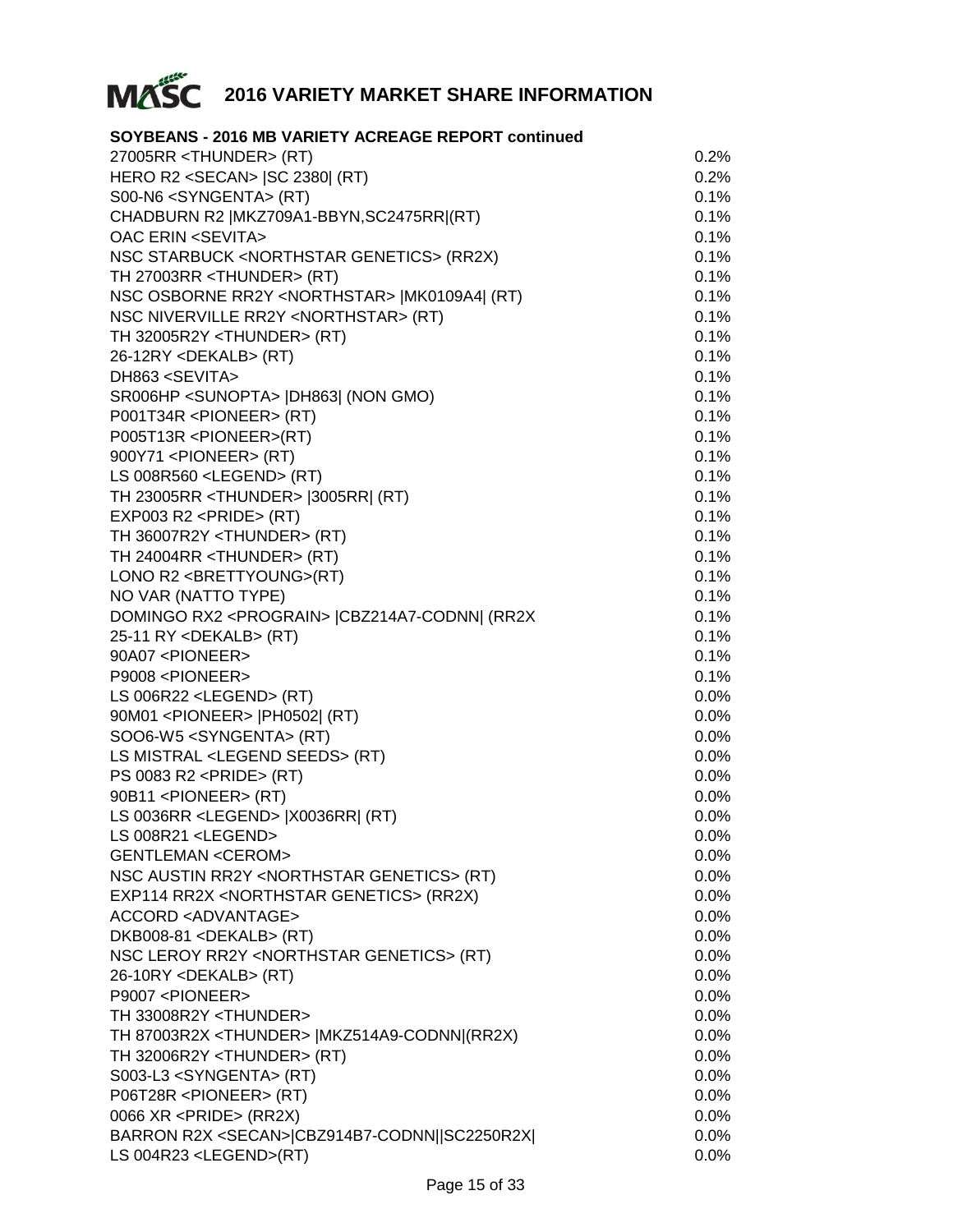# 2016 VARIETY MARKET SHARE INFORMATION

## SOYBEANS - 2016 MB VARIETY ACREAGE REPORT continued

| Variety | Share |
|---|---|
| 27005RR <THUNDER> (RT) | 0.2% |
| HERO R2 <SECAN> \|SC 2380\| (RT) | 0.2% |
| S00-N6 <SYNGENTA> (RT) | 0.1% |
| CHADBURN R2 \|MKZ709A1-BBYN,SC2475RR\|(RT) | 0.1% |
| OAC ERIN <SEVITA> | 0.1% |
| NSC STARBUCK <NORTHSTAR GENETICS> (RR2X) | 0.1% |
| TH 27003RR <THUNDER> (RT) | 0.1% |
| NSC OSBORNE RR2Y <NORTHSTAR> \|MK0109A4\| (RT) | 0.1% |
| NSC NIVERVILLE RR2Y <NORTHSTAR> (RT) | 0.1% |
| TH 32005R2Y <THUNDER> (RT) | 0.1% |
| 26-12RY <DEKALB> (RT) | 0.1% |
| DH863 <SEVITA> | 0.1% |
| SR006HP <SUNOPTA> \|DH863\| (NON GMO) | 0.1% |
| P001T34R <PIONEER> (RT) | 0.1% |
| P005T13R <PIONEER>(RT) | 0.1% |
| 900Y71 <PIONEER> (RT) | 0.1% |
| LS 008R560 <LEGEND> (RT) | 0.1% |
| TH 23005RR <THUNDER> \|3005RR\| (RT) | 0.1% |
| EXP003 R2 <PRIDE> (RT) | 0.1% |
| TH 36007R2Y <THUNDER> (RT) | 0.1% |
| TH 24004RR <THUNDER> (RT) | 0.1% |
| LONO R2 <BRETTYOUNG>(RT) | 0.1% |
| NO VAR (NATTO TYPE) | 0.1% |
| DOMINGO RX2 <PROGRAIN> \|CBZ214A7-CODNN\| (RR2X | 0.1% |
| 25-11 RY <DEKALB> (RT) | 0.1% |
| 90A07 <PIONEER> | 0.1% |
| P9008 <PIONEER> | 0.1% |
| LS 006R22 <LEGEND> (RT) | 0.0% |
| 90M01 <PIONEER> \|PH0502\| (RT) | 0.0% |
| SOO6-W5 <SYNGENTA> (RT) | 0.0% |
| LS MISTRAL <LEGEND SEEDS> (RT) | 0.0% |
| PS 0083 R2 <PRIDE> (RT) | 0.0% |
| 90B11 <PIONEER> (RT) | 0.0% |
| LS 0036RR <LEGEND> \|X0036RR\| (RT) | 0.0% |
| LS 008R21 <LEGEND> | 0.0% |
| GENTLEMAN <CEROM> | 0.0% |
| NSC AUSTIN RR2Y <NORTHSTAR GENETICS> (RT) | 0.0% |
| EXP114 RR2X <NORTHSTAR GENETICS> (RR2X) | 0.0% |
| ACCORD <ADVANTAGE> | 0.0% |
| DKB008-81 <DEKALB> (RT) | 0.0% |
| NSC LEROY RR2Y <NORTHSTAR GENETICS> (RT) | 0.0% |
| 26-10RY <DEKALB> (RT) | 0.0% |
| P9007 <PIONEER> | 0.0% |
| TH 33008R2Y <THUNDER> | 0.0% |
| TH 87003R2X <THUNDER> \|MKZ514A9-CODNN\|(RR2X) | 0.0% |
| TH 32006R2Y <THUNDER> (RT) | 0.0% |
| S003-L3 <SYNGENTA> (RT) | 0.0% |
| P06T28R <PIONEER> (RT) | 0.0% |
| 0066 XR <PRIDE> (RR2X) | 0.0% |
| BARRON R2X <SECAN>\|CBZ914B7-CODNN\|\|SC2250R2X\| | 0.0% |
| LS 004R23 <LEGEND>(RT) | 0.0% |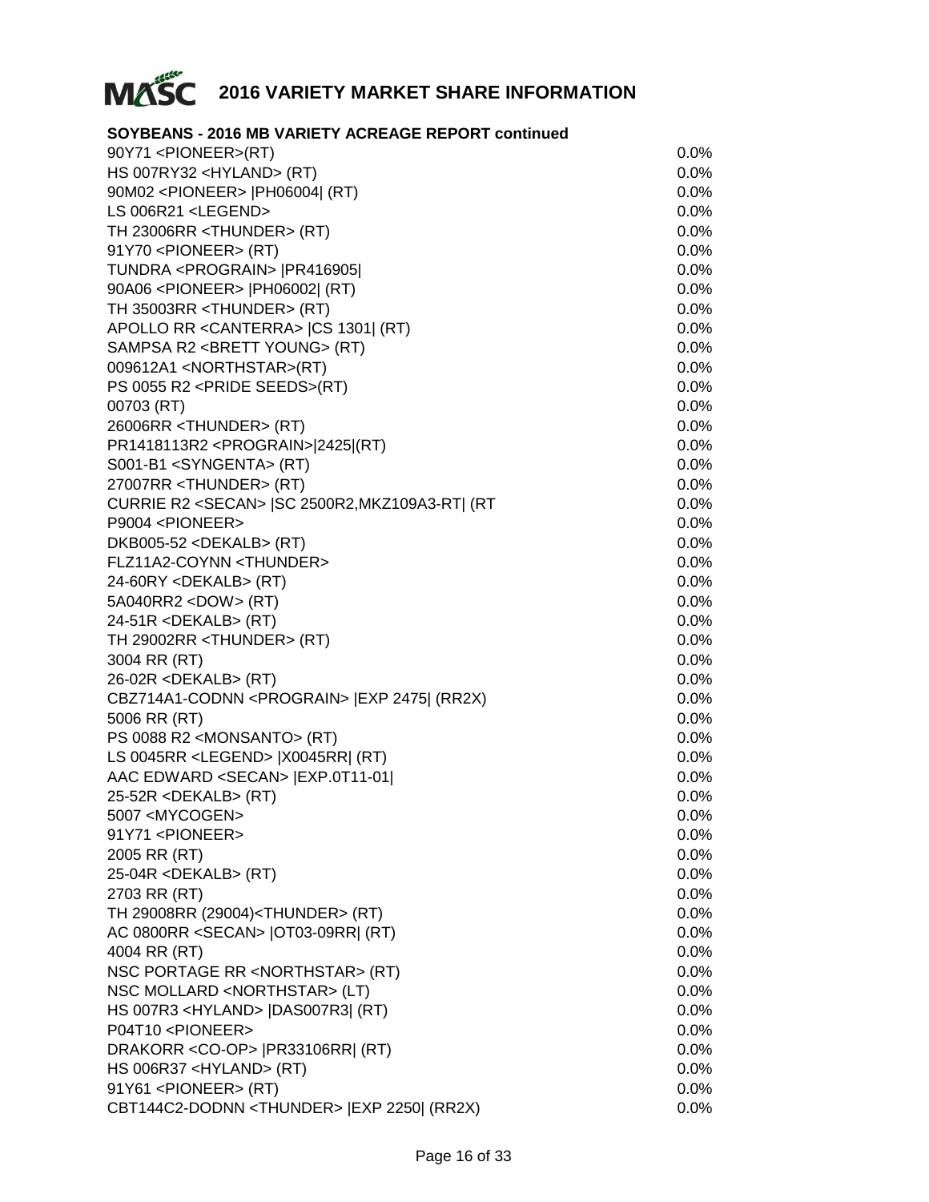# 2016 VARIETY MARKET SHARE INFORMATION

**SOYBEANS - 2016 MB VARIETY ACREAGE REPORT continued**

| Variety | Share |
|---|---|
| 90Y71 <PIONEER>(RT) | 0.0% |
| HS 007RY32 <HYLAND> (RT) | 0.0% |
| 90M02 <PIONEER> \|PH06004\| (RT) | 0.0% |
| LS 006R21 <LEGEND> | 0.0% |
| TH 23006RR <THUNDER> (RT) | 0.0% |
| 91Y70 <PIONEER> (RT) | 0.0% |
| TUNDRA <PROGRAIN> \|PR416905\| | 0.0% |
| 90A06 <PIONEER> \|PH06002\| (RT) | 0.0% |
| TH 35003RR <THUNDER> (RT) | 0.0% |
| APOLLO RR <CANTERRA> \|CS 1301\| (RT) | 0.0% |
| SAMPSA R2 <BRETT YOUNG> (RT) | 0.0% |
| 009612A1 <NORTHSTAR>(RT) | 0.0% |
| PS 0055 R2 <PRIDE SEEDS>(RT) | 0.0% |
| 00703 (RT) | 0.0% |
| 26006RR <THUNDER> (RT) | 0.0% |
| PR1418113R2 <PROGRAIN>\|2425\|(RT) | 0.0% |
| S001-B1 <SYNGENTA> (RT) | 0.0% |
| 27007RR <THUNDER> (RT) | 0.0% |
| CURRIE R2 <SECAN> \|SC 2500R2,MKZ109A3-RT\| (RT | 0.0% |
| P9004 <PIONEER> | 0.0% |
| DKB005-52 <DEKALB> (RT) | 0.0% |
| FLZ11A2-COYNN <THUNDER> | 0.0% |
| 24-60RY <DEKALB> (RT) | 0.0% |
| 5A040RR2 <DOW> (RT) | 0.0% |
| 24-51R <DEKALB> (RT) | 0.0% |
| TH 29002RR <THUNDER> (RT) | 0.0% |
| 3004 RR (RT) | 0.0% |
| 26-02R <DEKALB> (RT) | 0.0% |
| CBZ714A1-CODNN <PROGRAIN> \|EXP 2475\| (RR2X) | 0.0% |
| 5006 RR (RT) | 0.0% |
| PS 0088 R2 <MONSANTO> (RT) | 0.0% |
| LS 0045RR <LEGEND> \|X0045RR\| (RT) | 0.0% |
| AAC EDWARD <SECAN> \|EXP.0T11-01\| | 0.0% |
| 25-52R <DEKALB> (RT) | 0.0% |
| 5007 <MYCOGEN> | 0.0% |
| 91Y71 <PIONEER> | 0.0% |
| 2005 RR (RT) | 0.0% |
| 25-04R <DEKALB> (RT) | 0.0% |
| 2703 RR (RT) | 0.0% |
| TH 29008RR (29004)<THUNDER> (RT) | 0.0% |
| AC 0800RR <SECAN> \|OT03-09RR\| (RT) | 0.0% |
| 4004 RR (RT) | 0.0% |
| NSC PORTAGE RR <NORTHSTAR> (RT) | 0.0% |
| NSC MOLLARD <NORTHSTAR> (LT) | 0.0% |
| HS 007R3 <HYLAND> \|DAS007R3\| (RT) | 0.0% |
| P04T10 <PIONEER> | 0.0% |
| DRAKORR <CO-OP> \|PR33106RR\| (RT) | 0.0% |
| HS 006R37 <HYLAND> (RT) | 0.0% |
| 91Y61 <PIONEER> (RT) | 0.0% |
| CBT144C2-DODNN <THUNDER> \|EXP 2250\| (RR2X) | 0.0% |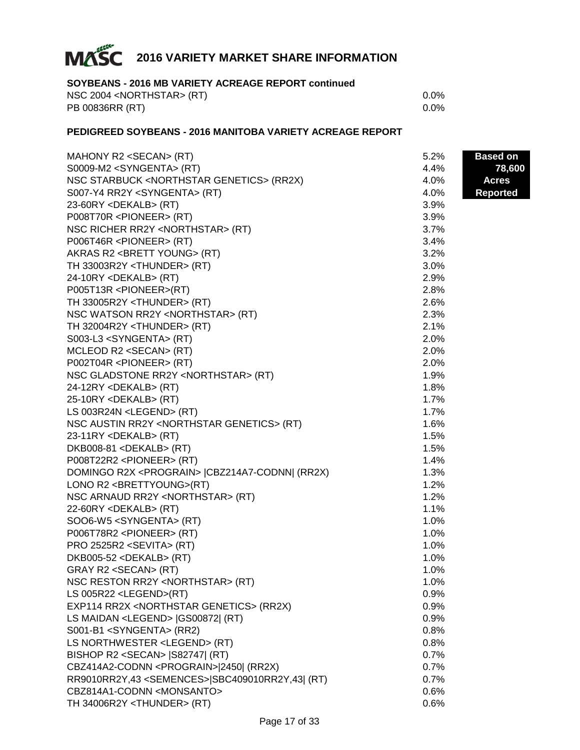# 2016 VARIETY MARKET SHARE INFORMATION

**SOYBEANS - 2016 MB VARIETY ACREAGE REPORT continued**

| | |
|---|---|
| NSC 2004 <NORTHSTAR> (RT) | 0.0% |
| PB 00836RR (RT) | 0.0% |

**PEDIGREED SOYBEANS - 2016 MANITOBA VARIETY ACREAGE REPORT**

**Based on 78,600 Acres Reported**

| | |
|---|---|
| MAHONY R2 <SECAN> (RT) | 5.2% |
| S0009-M2 <SYNGENTA> (RT) | 4.4% |
| NSC STARBUCK <NORTHSTAR GENETICS> (RR2X) | 4.0% |
| S007-Y4 RR2Y <SYNGENTA> (RT) | 4.0% |
| 23-60RY <DEKALB> (RT) | 3.9% |
| P008T70R <PIONEER> (RT) | 3.9% |
| NSC RICHER RR2Y <NORTHSTAR> (RT) | 3.7% |
| P006T46R <PIONEER> (RT) | 3.4% |
| AKRAS R2 <BRETT YOUNG> (RT) | 3.2% |
| TH 33003R2Y <THUNDER> (RT) | 3.0% |
| 24-10RY <DEKALB> (RT) | 2.9% |
| P005T13R <PIONEER>(RT) | 2.8% |
| TH 33005R2Y <THUNDER> (RT) | 2.6% |
| NSC WATSON RR2Y <NORTHSTAR> (RT) | 2.3% |
| TH 32004R2Y <THUNDER> (RT) | 2.1% |
| S003-L3 <SYNGENTA> (RT) | 2.0% |
| MCLEOD R2 <SECAN> (RT) | 2.0% |
| P002T04R <PIONEER> (RT) | 2.0% |
| NSC GLADSTONE RR2Y <NORTHSTAR> (RT) | 1.9% |
| 24-12RY <DEKALB> (RT) | 1.8% |
| 25-10RY <DEKALB> (RT) | 1.7% |
| LS 003R24N <LEGEND> (RT) | 1.7% |
| NSC AUSTIN RR2Y <NORTHSTAR GENETICS> (RT) | 1.6% |
| 23-11RY <DEKALB> (RT) | 1.5% |
| DKB008-81 <DEKALB> (RT) | 1.5% |
| P008T22R2 <PIONEER> (RT) | 1.4% |
| DOMINGO R2X <PROGRAIN> \|CBZ214A7-CODNN\| (RR2X) | 1.3% |
| LONO R2 <BRETTYOUNG>(RT) | 1.2% |
| NSC ARNAUD RR2Y <NORTHSTAR> (RT) | 1.2% |
| 22-60RY <DEKALB> (RT) | 1.1% |
| SOO6-W5 <SYNGENTA> (RT) | 1.0% |
| P006T78R2 <PIONEER> (RT) | 1.0% |
| PRO 2525R2 <SEVITA> (RT) | 1.0% |
| DKB005-52 <DEKALB> (RT) | 1.0% |
| GRAY R2 <SECAN> (RT) | 1.0% |
| NSC RESTON RR2Y <NORTHSTAR> (RT) | 1.0% |
| LS 005R22 <LEGEND>(RT) | 0.9% |
| EXP114 RR2X <NORTHSTAR GENETICS> (RR2X) | 0.9% |
| LS MAIDAN <LEGEND> \|GS00872\| (RT) | 0.9% |
| S001-B1 <SYNGENTA> (RR2) | 0.8% |
| LS NORTHWESTER <LEGEND> (RT) | 0.8% |
| BISHOP R2 <SECAN> \|S82747\| (RT) | 0.7% |
| CBZ414A2-CODNN <PROGRAIN>\|2450\| (RR2X) | 0.7% |
| RR9010RR2Y,43 <SEMENCES>\|SBC409010RR2Y,43\| (RT) | 0.7% |
| CBZ814A1-CODNN <MONSANTO> | 0.6% |
| TH 34006R2Y <THUNDER> (RT) | 0.6% |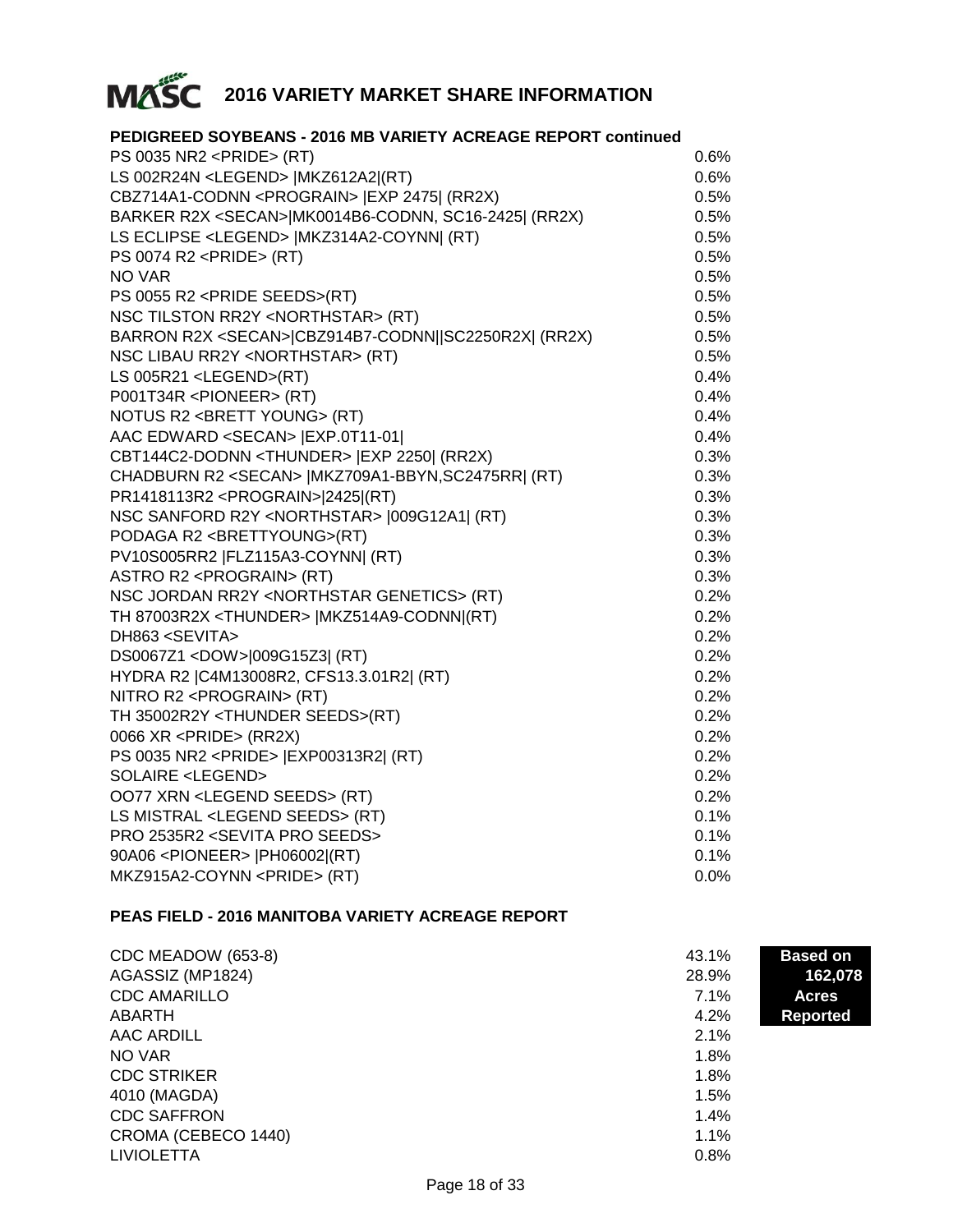# 2016 VARIETY MARKET SHARE INFORMATION

## PEDIGREED SOYBEANS - 2016 MB VARIETY ACREAGE REPORT continued

| Variety | Share |
|---|---|
| PS 0035 NR2 <PRIDE> (RT) | 0.6% |
| LS 002R24N <LEGEND> \|MKZ612A2\|(RT) | 0.6% |
| CBZ714A1-CODNN <PROGRAIN> \|EXP 2475\| (RR2X) | 0.5% |
| BARKER R2X <SECAN>\|MK0014B6-CODNN, SC16-2425\| (RR2X) | 0.5% |
| LS ECLIPSE <LEGEND> \|MKZ314A2-COYNN\| (RT) | 0.5% |
| PS 0074 R2 <PRIDE> (RT) | 0.5% |
| NO VAR | 0.5% |
| PS 0055 R2 <PRIDE SEEDS>(RT) | 0.5% |
| NSC TILSTON RR2Y <NORTHSTAR> (RT) | 0.5% |
| BARRON R2X <SECAN>\|CBZ914B7-CODNN\|\|SC2250R2X\| (RR2X) | 0.5% |
| NSC LIBAU RR2Y <NORTHSTAR> (RT) | 0.5% |
| LS 005R21 <LEGEND>(RT) | 0.4% |
| P001T34R <PIONEER> (RT) | 0.4% |
| NOTUS R2 <BRETT YOUNG> (RT) | 0.4% |
| AAC EDWARD <SECAN> \|EXP.0T11-01\| | 0.4% |
| CBT144C2-DODNN <THUNDER> \|EXP 2250\| (RR2X) | 0.3% |
| CHADBURN R2 <SECAN> \|MKZ709A1-BBYN,SC2475RR\| (RT) | 0.3% |
| PR1418113R2 <PROGRAIN>\|2425\|(RT) | 0.3% |
| NSC SANFORD R2Y <NORTHSTAR> \|009G12A1\| (RT) | 0.3% |
| PODAGA R2 <BRETTYOUNG>(RT) | 0.3% |
| PV10S005RR2 \|FLZ115A3-COYNN\| (RT) | 0.3% |
| ASTRO R2 <PROGRAIN> (RT) | 0.3% |
| NSC JORDAN RR2Y <NORTHSTAR GENETICS> (RT) | 0.2% |
| TH 87003R2X <THUNDER> \|MKZ514A9-CODNN\|(RT) | 0.2% |
| DH863 <SEVITA> | 0.2% |
| DS0067Z1 <DOW>\|009G15Z3\| (RT) | 0.2% |
| HYDRA R2 \|C4M13008R2, CFS13.3.01R2\| (RT) | 0.2% |
| NITRO R2 <PROGRAIN> (RT) | 0.2% |
| TH 35002R2Y <THUNDER SEEDS>(RT) | 0.2% |
| 0066 XR <PRIDE> (RR2X) | 0.2% |
| PS 0035 NR2 <PRIDE> \|EXP00313R2\| (RT) | 0.2% |
| SOLAIRE <LEGEND> | 0.2% |
| OO77 XRN <LEGEND SEEDS> (RT) | 0.2% |
| LS MISTRAL <LEGEND SEEDS> (RT) | 0.1% |
| PRO 2535R2 <SEVITA PRO SEEDS> | 0.1% |
| 90A06 <PIONEER> \|PH06002\|(RT) | 0.1% |
| MKZ915A2-COYNN <PRIDE> (RT) | 0.0% |

## PEAS FIELD - 2016 MANITOBA VARIETY ACREAGE REPORT

**Based on 162,078 Acres Reported**

| Variety | Share |
|---|---|
| CDC MEADOW (653-8) | 43.1% |
| AGASSIZ (MP1824) | 28.9% |
| CDC AMARILLO | 7.1% |
| ABARTH | 4.2% |
| AAC ARDILL | 2.1% |
| NO VAR | 1.8% |
| CDC STRIKER | 1.8% |
| 4010 (MAGDA) | 1.5% |
| CDC SAFFRON | 1.4% |
| CROMA (CEBECO 1440) | 1.1% |
| LIVIOLETTA | 0.8% |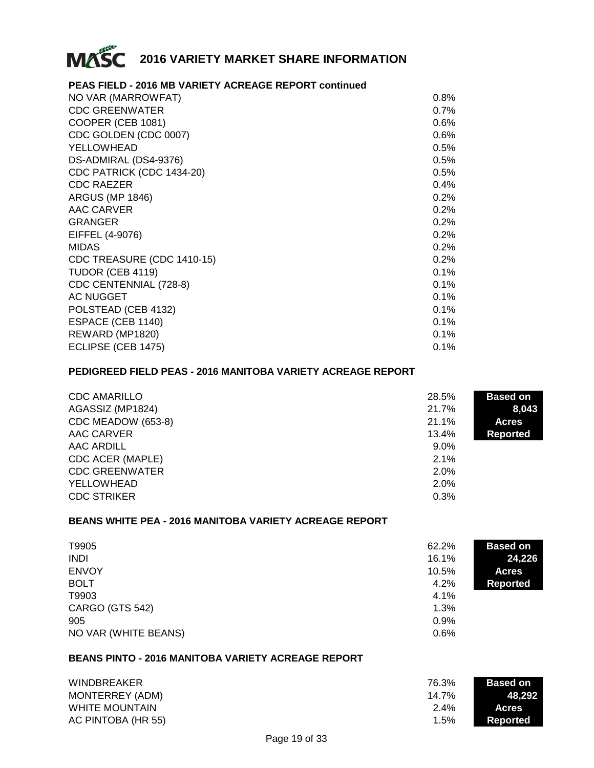# 2016 VARIETY MARKET SHARE INFORMATION

## PEAS FIELD - 2016 MB VARIETY ACREAGE REPORT continued

| Variety | Share |
|---|---|
| NO VAR (MARROWFAT) | 0.8% |
| CDC GREENWATER | 0.7% |
| COOPER (CEB 1081) | 0.6% |
| CDC GOLDEN (CDC 0007) | 0.6% |
| YELLOWHEAD | 0.5% |
| DS-ADMIRAL (DS4-9376) | 0.5% |
| CDC PATRICK (CDC 1434-20) | 0.5% |
| CDC RAEZER | 0.4% |
| ARGUS (MP 1846) | 0.2% |
| AAC CARVER | 0.2% |
| GRANGER | 0.2% |
| EIFFEL (4-9076) | 0.2% |
| MIDAS | 0.2% |
| CDC TREASURE (CDC 1410-15) | 0.2% |
| TUDOR (CEB 4119) | 0.1% |
| CDC CENTENNIAL (728-8) | 0.1% |
| AC NUGGET | 0.1% |
| POLSTEAD (CEB 4132) | 0.1% |
| ESPACE (CEB 1140) | 0.1% |
| REWARD (MP1820) | 0.1% |
| ECLIPSE (CEB 1475) | 0.1% |

## PEDIGREED FIELD PEAS - 2016 MANITOBA VARIETY ACREAGE REPORT

**Based on 8,043 Acres Reported**

| Variety | Share |
|---|---|
| CDC AMARILLO | 28.5% |
| AGASSIZ (MP1824) | 21.7% |
| CDC MEADOW (653-8) | 21.1% |
| AAC CARVER | 13.4% |
| AAC ARDILL | 9.0% |
| CDC ACER (MAPLE) | 2.1% |
| CDC GREENWATER | 2.0% |
| YELLOWHEAD | 2.0% |
| CDC STRIKER | 0.3% |

## BEANS WHITE PEA - 2016 MANITOBA VARIETY ACREAGE REPORT

**Based on 24,226 Acres Reported**

| Variety | Share |
|---|---|
| T9905 | 62.2% |
| INDI | 16.1% |
| ENVOY | 10.5% |
| BOLT | 4.2% |
| T9903 | 4.1% |
| CARGO (GTS 542) | 1.3% |
| 905 | 0.9% |
| NO VAR (WHITE BEANS) | 0.6% |

## BEANS PINTO - 2016 MANITOBA VARIETY ACREAGE REPORT

**Based on 48,292 Acres Reported**

| Variety | Share |
|---|---|
| WINDBREAKER | 76.3% |
| MONTERREY (ADM) | 14.7% |
| WHITE MOUNTAIN | 2.4% |
| AC PINTOBA (HR 55) | 1.5% |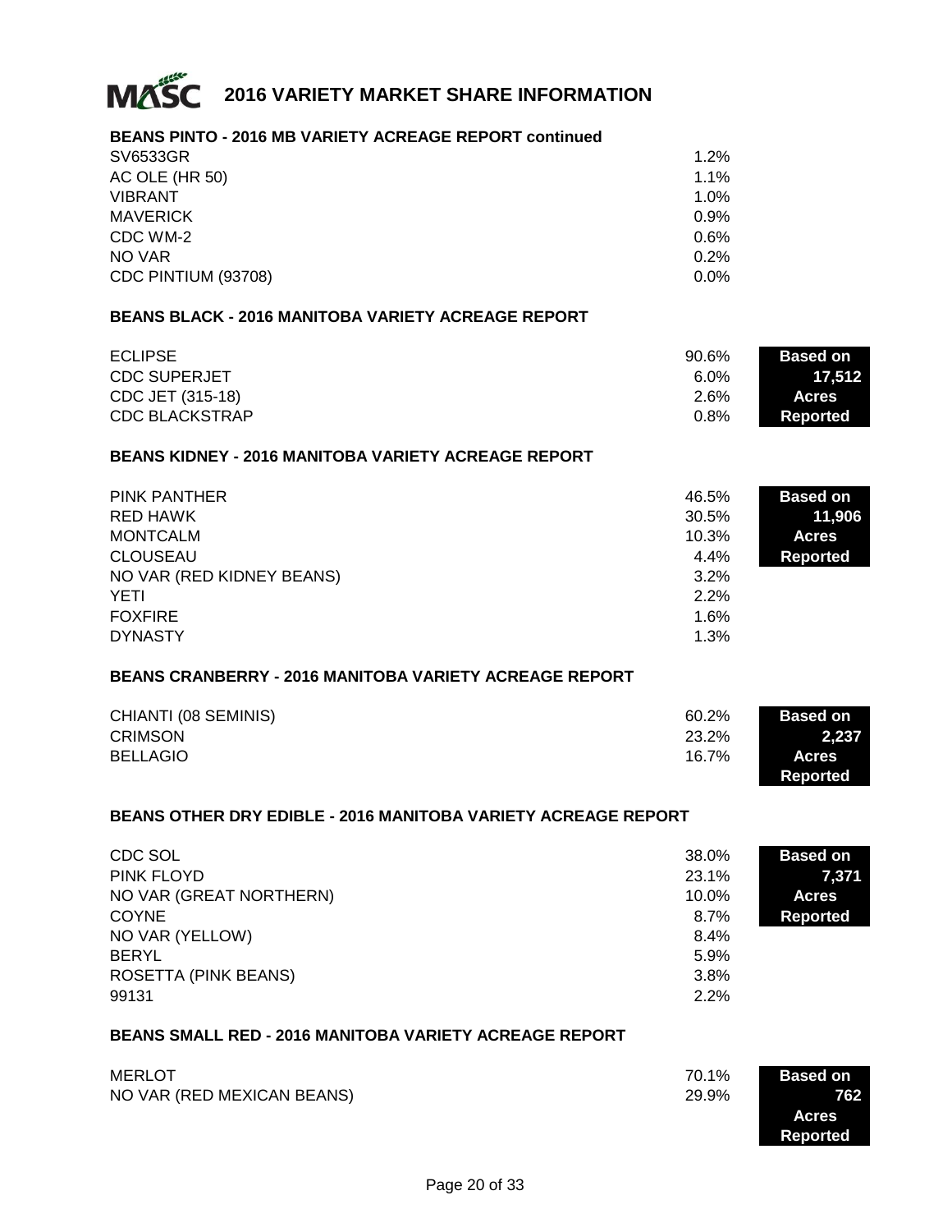# 2016 VARIETY MARKET SHARE INFORMATION

## BEANS PINTO - 2016 MB VARIETY ACREAGE REPORT continued

| Variety | Share |
|---|---|
| SV6533GR | 1.2% |
| AC OLE (HR 50) | 1.1% |
| VIBRANT | 1.0% |
| MAVERICK | 0.9% |
| CDC WM-2 | 0.6% |
| NO VAR | 0.2% |
| CDC PINTIUM (93708) | 0.0% |

## BEANS BLACK - 2016 MANITOBA VARIETY ACREAGE REPORT

**Based on 17,512 Acres Reported**

| Variety | Share |
|---|---|
| ECLIPSE | 90.6% |
| CDC SUPERJET | 6.0% |
| CDC JET (315-18) | 2.6% |
| CDC BLACKSTRAP | 0.8% |

## BEANS KIDNEY - 2016 MANITOBA VARIETY ACREAGE REPORT

**Based on 11,906 Acres Reported**

| Variety | Share |
|---|---|
| PINK PANTHER | 46.5% |
| RED HAWK | 30.5% |
| MONTCALM | 10.3% |
| CLOUSEAU | 4.4% |
| NO VAR (RED KIDNEY BEANS) | 3.2% |
| YETI | 2.2% |
| FOXFIRE | 1.6% |
| DYNASTY | 1.3% |

## BEANS CRANBERRY - 2016 MANITOBA VARIETY ACREAGE REPORT

**Based on 2,237 Acres Reported**

| Variety | Share |
|---|---|
| CHIANTI (08 SEMINIS) | 60.2% |
| CRIMSON | 23.2% |
| BELLAGIO | 16.7% |

## BEANS OTHER DRY EDIBLE - 2016 MANITOBA VARIETY ACREAGE REPORT

**Based on 7,371 Acres Reported**

| Variety | Share |
|---|---|
| CDC SOL | 38.0% |
| PINK FLOYD | 23.1% |
| NO VAR (GREAT NORTHERN) | 10.0% |
| COYNE | 8.7% |
| NO VAR (YELLOW) | 8.4% |
| BERYL | 5.9% |
| ROSETTA (PINK BEANS) | 3.8% |
| 99131 | 2.2% |

## BEANS SMALL RED - 2016 MANITOBA VARIETY ACREAGE REPORT

**Based on 762 Acres Reported**

| Variety | Share |
|---|---|
| MERLOT | 70.1% |
| NO VAR (RED MEXICAN BEANS) | 29.9% |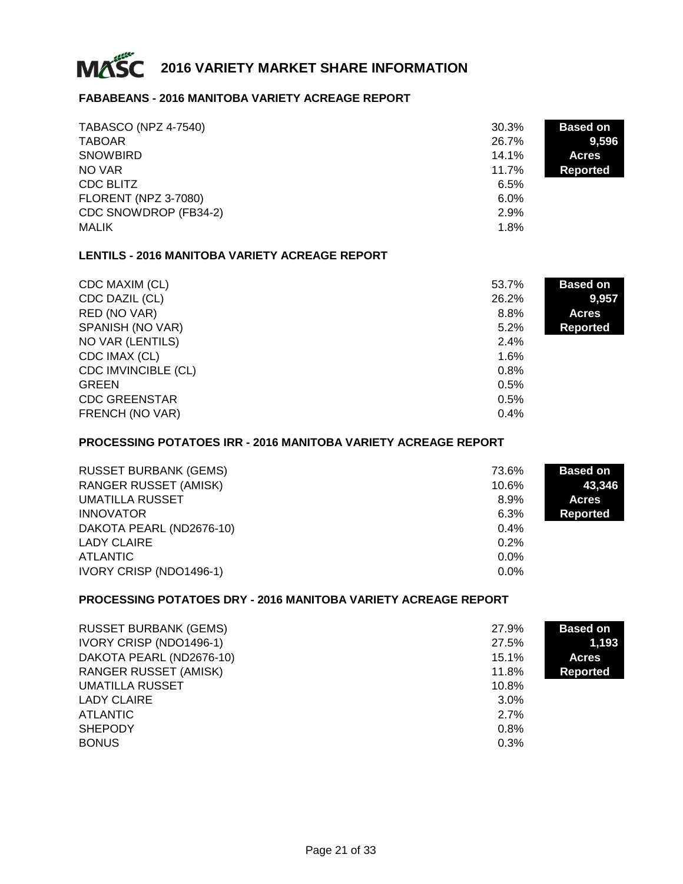# 2016 VARIETY MARKET SHARE INFORMATION

## FABABEANS - 2016 MANITOBA VARIETY ACREAGE REPORT

**Based on 9,596 Acres Reported**

| Variety | Share |
|---|---|
| TABASCO (NPZ 4-7540) | 30.3% |
| TABOAR | 26.7% |
| SNOWBIRD | 14.1% |
| NO VAR | 11.7% |
| CDC BLITZ | 6.5% |
| FLORENT (NPZ 3-7080) | 6.0% |
| CDC SNOWDROP (FB34-2) | 2.9% |
| MALIK | 1.8% |

## LENTILS - 2016 MANITOBA VARIETY ACREAGE REPORT

**Based on 9,957 Acres Reported**

| Variety | Share |
|---|---|
| CDC MAXIM (CL) | 53.7% |
| CDC DAZIL (CL) | 26.2% |
| RED (NO VAR) | 8.8% |
| SPANISH (NO VAR) | 5.2% |
| NO VAR (LENTILS) | 2.4% |
| CDC IMAX (CL) | 1.6% |
| CDC IMVINCIBLE (CL) | 0.8% |
| GREEN | 0.5% |
| CDC GREENSTAR | 0.5% |
| FRENCH (NO VAR) | 0.4% |

## PROCESSING POTATOES IRR - 2016 MANITOBA VARIETY ACREAGE REPORT

**Based on 43,346 Acres Reported**

| Variety | Share |
|---|---|
| RUSSET BURBANK (GEMS) | 73.6% |
| RANGER RUSSET (AMISK) | 10.6% |
| UMATILLA RUSSET | 8.9% |
| INNOVATOR | 6.3% |
| DAKOTA PEARL (ND2676-10) | 0.4% |
| LADY CLAIRE | 0.2% |
| ATLANTIC | 0.0% |
| IVORY CRISP (NDO1496-1) | 0.0% |

## PROCESSING POTATOES DRY - 2016 MANITOBA VARIETY ACREAGE REPORT

**Based on 1,193 Acres Reported**

| Variety | Share |
|---|---|
| RUSSET BURBANK (GEMS) | 27.9% |
| IVORY CRISP (NDO1496-1) | 27.5% |
| DAKOTA PEARL (ND2676-10) | 15.1% |
| RANGER RUSSET (AMISK) | 11.8% |
| UMATILLA RUSSET | 10.8% |
| LADY CLAIRE | 3.0% |
| ATLANTIC | 2.7% |
| SHEPODY | 0.8% |
| BONUS | 0.3% |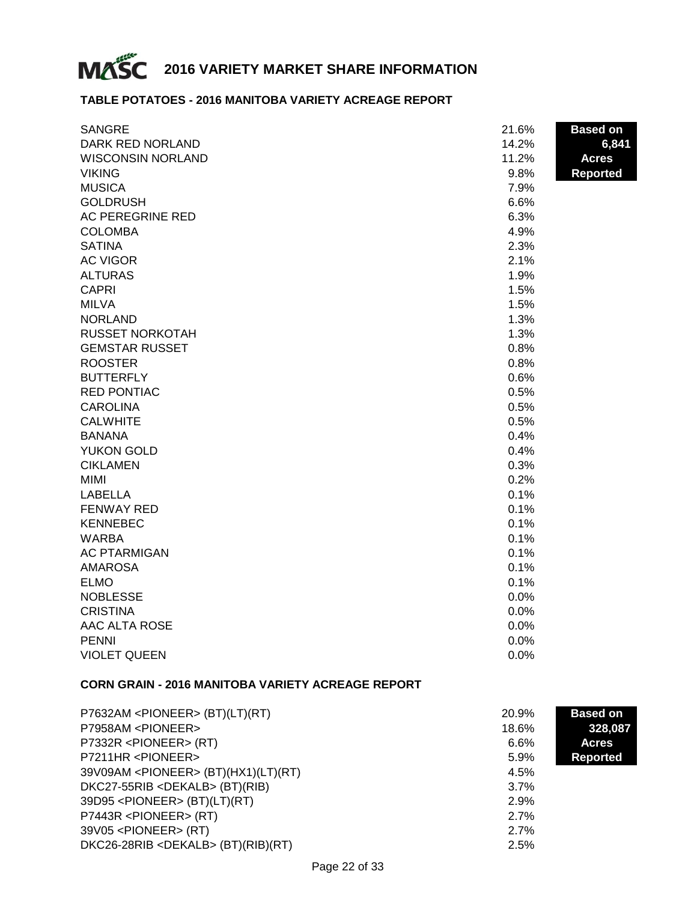# 2016 VARIETY MARKET SHARE INFORMATION

## TABLE POTATOES - 2016 MANITOBA VARIETY ACREAGE REPORT

**Based on 6,841 Acres Reported**

| Variety | Share |
|---|---|
| SANGRE | 21.6% |
| DARK RED NORLAND | 14.2% |
| WISCONSIN NORLAND | 11.2% |
| VIKING | 9.8% |
| MUSICA | 7.9% |
| GOLDRUSH | 6.6% |
| AC PEREGRINE RED | 6.3% |
| COLOMBA | 4.9% |
| SATINA | 2.3% |
| AC VIGOR | 2.1% |
| ALTURAS | 1.9% |
| CAPRI | 1.5% |
| MILVA | 1.5% |
| NORLAND | 1.3% |
| RUSSET NORKOTAH | 1.3% |
| GEMSTAR RUSSET | 0.8% |
| ROOSTER | 0.8% |
| BUTTERFLY | 0.6% |
| RED PONTIAC | 0.5% |
| CAROLINA | 0.5% |
| CALWHITE | 0.5% |
| BANANA | 0.4% |
| YUKON GOLD | 0.4% |
| CIKLAMEN | 0.3% |
| MIMI | 0.2% |
| LABELLA | 0.1% |
| FENWAY RED | 0.1% |
| KENNEBEC | 0.1% |
| WARBA | 0.1% |
| AC PTARMIGAN | 0.1% |
| AMAROSA | 0.1% |
| ELMO | 0.1% |
| NOBLESSE | 0.0% |
| CRISTINA | 0.0% |
| AAC ALTA ROSE | 0.0% |
| PENNI | 0.0% |
| VIOLET QUEEN | 0.0% |

## CORN GRAIN - 2016 MANITOBA VARIETY ACREAGE REPORT

**Based on 328,087 Acres Reported**

| Variety | Share |
|---|---|
| P7632AM <PIONEER> (BT)(LT)(RT) | 20.9% |
| P7958AM <PIONEER> | 18.6% |
| P7332R <PIONEER> (RT) | 6.6% |
| P7211HR <PIONEER> | 5.9% |
| 39V09AM <PIONEER> (BT)(HX1)(LT)(RT) | 4.5% |
| DKC27-55RIB <DEKALB> (BT)(RIB) | 3.7% |
| 39D95 <PIONEER> (BT)(LT)(RT) | 2.9% |
| P7443R <PIONEER> (RT) | 2.7% |
| 39V05 <PIONEER> (RT) | 2.7% |
| DKC26-28RIB <DEKALB> (BT)(RIB)(RT) | 2.5% |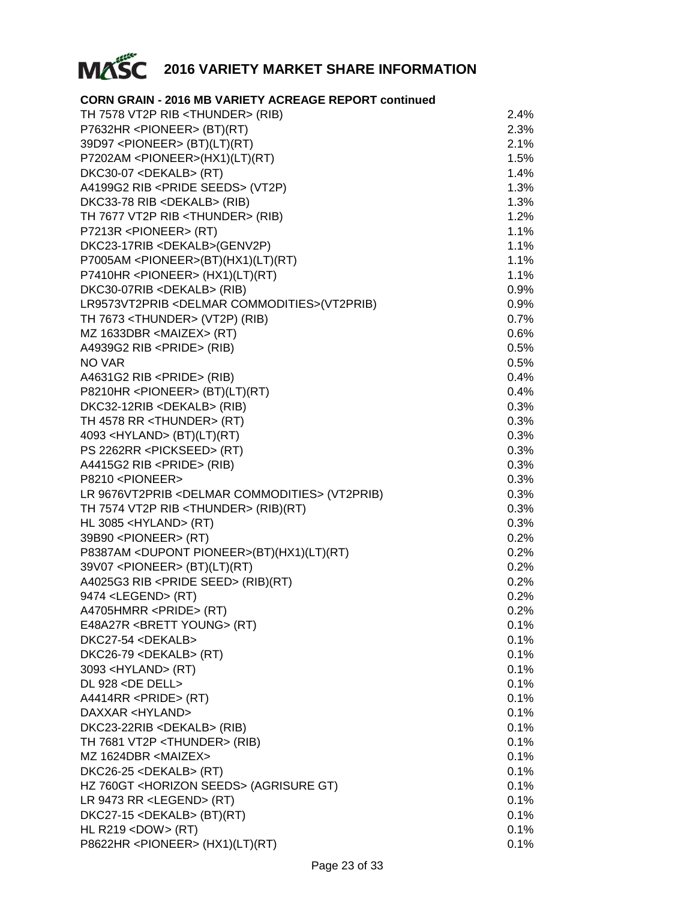# MASC 2016 VARIETY MARKET SHARE INFORMATION

**CORN GRAIN - 2016 MB VARIETY ACREAGE REPORT continued**

| Variety | Share |
|---|---|
| TH 7578 VT2P RIB <THUNDER> (RIB) | 2.4% |
| P7632HR <PIONEER> (BT)(RT) | 2.3% |
| 39D97 <PIONEER> (BT)(LT)(RT) | 2.1% |
| P7202AM <PIONEER>(HX1)(LT)(RT) | 1.5% |
| DKC30-07 <DEKALB> (RT) | 1.4% |
| A4199G2 RIB <PRIDE SEEDS> (VT2P) | 1.3% |
| DKC33-78 RIB <DEKALB> (RIB) | 1.3% |
| TH 7677 VT2P RIB <THUNDER> (RIB) | 1.2% |
| P7213R <PIONEER> (RT) | 1.1% |
| DKC23-17RIB <DEKALB>(GENV2P) | 1.1% |
| P7005AM <PIONEER>(BT)(HX1)(LT)(RT) | 1.1% |
| P7410HR <PIONEER> (HX1)(LT)(RT) | 1.1% |
| DKC30-07RIB <DEKALB> (RIB) | 0.9% |
| LR9573VT2PRIB <DELMAR COMMODITIES>(VT2PRIB) | 0.9% |
| TH 7673 <THUNDER> (VT2P) (RIB) | 0.7% |
| MZ 1633DBR <MAIZEX> (RT) | 0.6% |
| A4939G2 RIB <PRIDE> (RIB) | 0.5% |
| NO VAR | 0.5% |
| A4631G2 RIB <PRIDE> (RIB) | 0.4% |
| P8210HR <PIONEER> (BT)(LT)(RT) | 0.4% |
| DKC32-12RIB <DEKALB> (RIB) | 0.3% |
| TH 4578 RR <THUNDER> (RT) | 0.3% |
| 4093 <HYLAND> (BT)(LT)(RT) | 0.3% |
| PS 2262RR <PICKSEED> (RT) | 0.3% |
| A4415G2 RIB <PRIDE> (RIB) | 0.3% |
| P8210 <PIONEER> | 0.3% |
| LR 9676VT2PRIB <DELMAR COMMODITIES> (VT2PRIB) | 0.3% |
| TH 7574 VT2P RIB <THUNDER> (RIB)(RT) | 0.3% |
| HL 3085 <HYLAND> (RT) | 0.3% |
| 39B90 <PIONEER> (RT) | 0.2% |
| P8387AM <DUPONT PIONEER>(BT)(HX1)(LT)(RT) | 0.2% |
| 39V07 <PIONEER> (BT)(LT)(RT) | 0.2% |
| A4025G3 RIB <PRIDE SEED> (RIB)(RT) | 0.2% |
| 9474 <LEGEND> (RT) | 0.2% |
| A4705HMRR <PRIDE> (RT) | 0.2% |
| E48A27R <BRETT YOUNG> (RT) | 0.1% |
| DKC27-54 <DEKALB> | 0.1% |
| DKC26-79 <DEKALB> (RT) | 0.1% |
| 3093 <HYLAND> (RT) | 0.1% |
| DL 928 <DE DELL> | 0.1% |
| A4414RR <PRIDE> (RT) | 0.1% |
| DAXXAR <HYLAND> | 0.1% |
| DKC23-22RIB <DEKALB> (RIB) | 0.1% |
| TH 7681 VT2P <THUNDER> (RIB) | 0.1% |
| MZ 1624DBR <MAIZEX> | 0.1% |
| DKC26-25 <DEKALB> (RT) | 0.1% |
| HZ 760GT <HORIZON SEEDS> (AGRISURE GT) | 0.1% |
| LR 9473 RR <LEGEND> (RT) | 0.1% |
| DKC27-15 <DEKALB> (BT)(RT) | 0.1% |
| HL R219 <DOW> (RT) | 0.1% |
| P8622HR <PIONEER> (HX1)(LT)(RT) | 0.1% |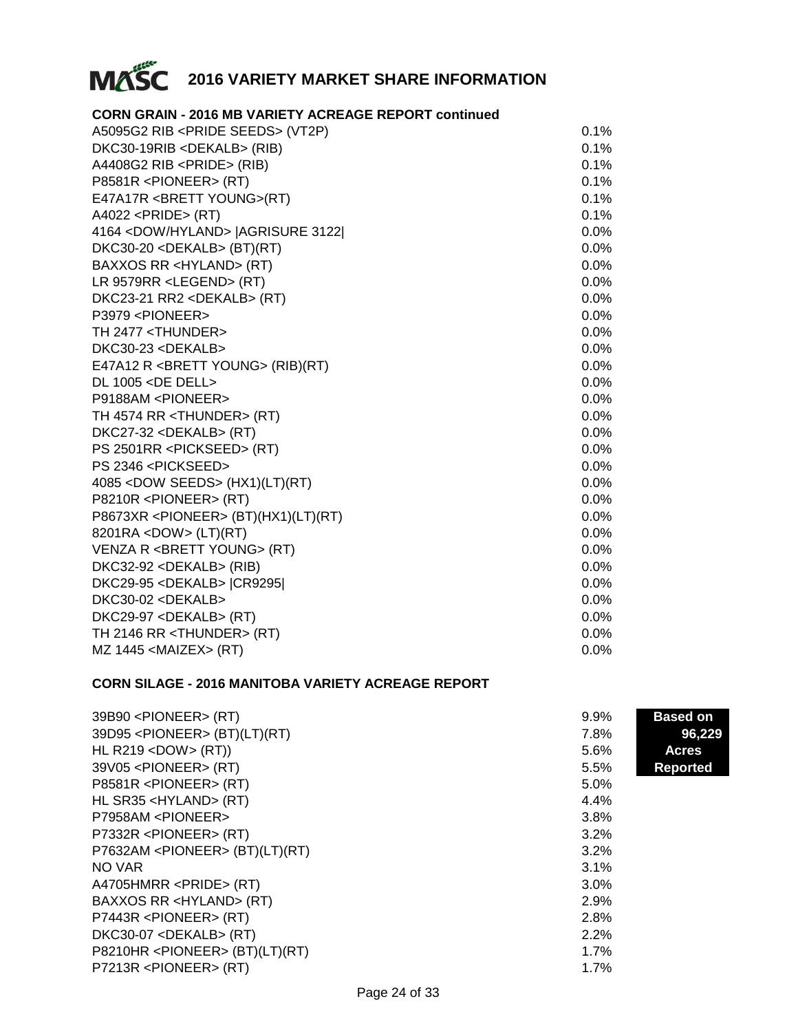# MASC 2016 VARIETY MARKET SHARE INFORMATION

## CORN GRAIN - 2016 MB VARIETY ACREAGE REPORT continued

| Variety | Share |
|---|---|
| A5095G2 RIB <PRIDE SEEDS> (VT2P) | 0.1% |
| DKC30-19RIB <DEKALB> (RIB) | 0.1% |
| A4408G2 RIB <PRIDE> (RIB) | 0.1% |
| P8581R <PIONEER> (RT) | 0.1% |
| E47A17R <BRETT YOUNG>(RT) | 0.1% |
| A4022 <PRIDE> (RT) | 0.1% |
| 4164 <DOW/HYLAND> \|AGRISURE 3122\| | 0.0% |
| DKC30-20 <DEKALB> (BT)(RT) | 0.0% |
| BAXXOS RR <HYLAND> (RT) | 0.0% |
| LR 9579RR <LEGEND> (RT) | 0.0% |
| DKC23-21 RR2 <DEKALB> (RT) | 0.0% |
| P3979 <PIONEER> | 0.0% |
| TH 2477 <THUNDER> | 0.0% |
| DKC30-23 <DEKALB> | 0.0% |
| E47A12 R <BRETT YOUNG> (RIB)(RT) | 0.0% |
| DL 1005 <DE DELL> | 0.0% |
| P9188AM <PIONEER> | 0.0% |
| TH 4574 RR <THUNDER> (RT) | 0.0% |
| DKC27-32 <DEKALB> (RT) | 0.0% |
| PS 2501RR <PICKSEED> (RT) | 0.0% |
| PS 2346 <PICKSEED> | 0.0% |
| 4085 <DOW SEEDS> (HX1)(LT)(RT) | 0.0% |
| P8210R <PIONEER> (RT) | 0.0% |
| P8673XR <PIONEER> (BT)(HX1)(LT)(RT) | 0.0% |
| 8201RA <DOW> (LT)(RT) | 0.0% |
| VENZA R <BRETT YOUNG> (RT) | 0.0% |
| DKC32-92 <DEKALB> (RIB) | 0.0% |
| DKC29-95 <DEKALB> \|CR9295\| | 0.0% |
| DKC30-02 <DEKALB> | 0.0% |
| DKC29-97 <DEKALB> (RT) | 0.0% |
| TH 2146 RR <THUNDER> (RT) | 0.0% |
| MZ 1445 <MAIZEX> (RT) | 0.0% |

## CORN SILAGE - 2016 MANITOBA VARIETY ACREAGE REPORT

**Based on 96,229 Acres Reported**

| Variety | Share |
|---|---|
| 39B90 <PIONEER> (RT) | 9.9% |
| 39D95 <PIONEER> (BT)(LT)(RT) | 7.8% |
| HL R219 <DOW> (RT)) | 5.6% |
| 39V05 <PIONEER> (RT) | 5.5% |
| P8581R <PIONEER> (RT) | 5.0% |
| HL SR35 <HYLAND> (RT) | 4.4% |
| P7958AM <PIONEER> | 3.8% |
| P7332R <PIONEER> (RT) | 3.2% |
| P7632AM <PIONEER> (BT)(LT)(RT) | 3.2% |
| NO VAR | 3.1% |
| A4705HMRR <PRIDE> (RT) | 3.0% |
| BAXXOS RR <HYLAND> (RT) | 2.9% |
| P7443R <PIONEER> (RT) | 2.8% |
| DKC30-07 <DEKALB> (RT) | 2.2% |
| P8210HR <PIONEER> (BT)(LT)(RT) | 1.7% |
| P7213R <PIONEER> (RT) | 1.7% |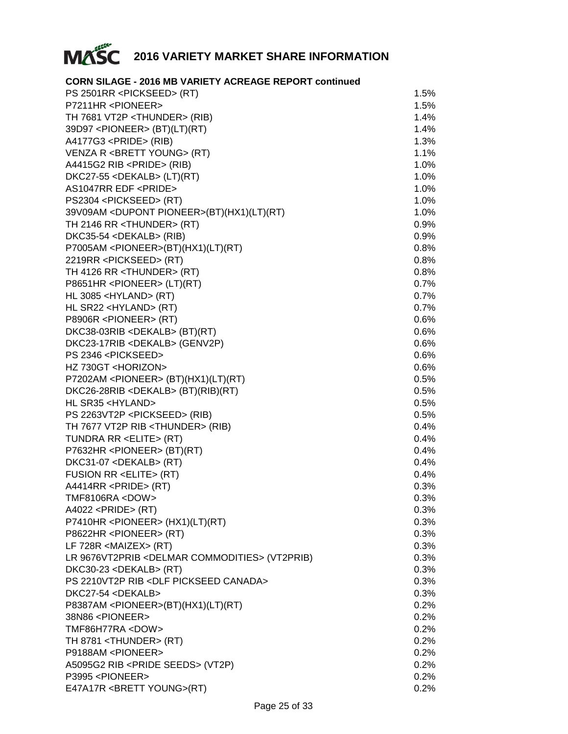# 2016 VARIETY MARKET SHARE INFORMATION

## CORN SILAGE - 2016 MB VARIETY ACREAGE REPORT continued

| Variety | Share |
|---|---|
| PS 2501RR <PICKSEED> (RT) | 1.5% |
| P7211HR <PIONEER> | 1.5% |
| TH 7681 VT2P <THUNDER> (RIB) | 1.4% |
| 39D97 <PIONEER> (BT)(LT)(RT) | 1.4% |
| A4177G3 <PRIDE> (RIB) | 1.3% |
| VENZA R <BRETT YOUNG> (RT) | 1.1% |
| A4415G2 RIB <PRIDE> (RIB) | 1.0% |
| DKC27-55 <DEKALB> (LT)(RT) | 1.0% |
| AS1047RR EDF <PRIDE> | 1.0% |
| PS2304 <PICKSEED> (RT) | 1.0% |
| 39V09AM <DUPONT PIONEER>(BT)(HX1)(LT)(RT) | 1.0% |
| TH 2146 RR <THUNDER> (RT) | 0.9% |
| DKC35-54 <DEKALB> (RIB) | 0.9% |
| P7005AM <PIONEER>(BT)(HX1)(LT)(RT) | 0.8% |
| 2219RR <PICKSEED> (RT) | 0.8% |
| TH 4126 RR <THUNDER> (RT) | 0.8% |
| P8651HR <PIONEER> (LT)(RT) | 0.7% |
| HL 3085 <HYLAND> (RT) | 0.7% |
| HL SR22 <HYLAND> (RT) | 0.7% |
| P8906R <PIONEER> (RT) | 0.6% |
| DKC38-03RIB <DEKALB> (BT)(RT) | 0.6% |
| DKC23-17RIB <DEKALB> (GENV2P) | 0.6% |
| PS 2346 <PICKSEED> | 0.6% |
| HZ 730GT <HORIZON> | 0.6% |
| P7202AM <PIONEER> (BT)(HX1)(LT)(RT) | 0.5% |
| DKC26-28RIB <DEKALB> (BT)(RIB)(RT) | 0.5% |
| HL SR35 <HYLAND> | 0.5% |
| PS 2263VT2P <PICKSEED> (RIB) | 0.5% |
| TH 7677 VT2P RIB <THUNDER> (RIB) | 0.4% |
| TUNDRA RR <ELITE> (RT) | 0.4% |
| P7632HR <PIONEER> (BT)(RT) | 0.4% |
| DKC31-07 <DEKALB> (RT) | 0.4% |
| FUSION RR <ELITE> (RT) | 0.4% |
| A4414RR <PRIDE> (RT) | 0.3% |
| TMF8106RA <DOW> | 0.3% |
| A4022 <PRIDE> (RT) | 0.3% |
| P7410HR <PIONEER> (HX1)(LT)(RT) | 0.3% |
| P8622HR <PIONEER> (RT) | 0.3% |
| LF 728R <MAIZEX> (RT) | 0.3% |
| LR 9676VT2PRIB <DELMAR COMMODITIES> (VT2PRIB) | 0.3% |
| DKC30-23 <DEKALB> (RT) | 0.3% |
| PS 2210VT2P RIB <DLF PICKSEED CANADA> | 0.3% |
| DKC27-54 <DEKALB> | 0.3% |
| P8387AM <PIONEER>(BT)(HX1)(LT)(RT) | 0.2% |
| 38N86 <PIONEER> | 0.2% |
| TMF86H77RA <DOW> | 0.2% |
| TH 8781 <THUNDER> (RT) | 0.2% |
| P9188AM <PIONEER> | 0.2% |
| A5095G2 RIB <PRIDE SEEDS> (VT2P) | 0.2% |
| P3995 <PIONEER> | 0.2% |
| E47A17R <BRETT YOUNG>(RT) | 0.2% |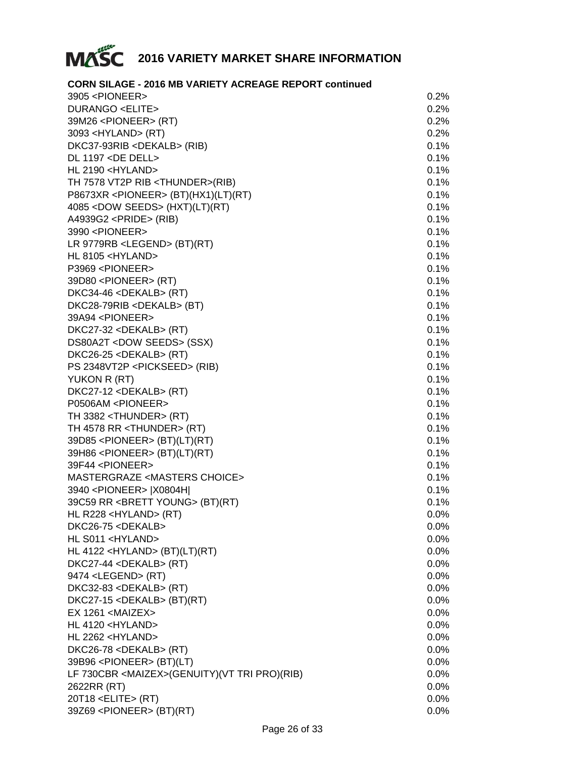# 2016 VARIETY MARKET SHARE INFORMATION

**CORN SILAGE - 2016 MB VARIETY ACREAGE REPORT continued**

| Variety | Share |
|---|---|
| 3905 <PIONEER> | 0.2% |
| DURANGO <ELITE> | 0.2% |
| 39M26 <PIONEER> (RT) | 0.2% |
| 3093 <HYLAND> (RT) | 0.2% |
| DKC37-93RIB <DEKALB> (RIB) | 0.1% |
| DL 1197 <DE DELL> | 0.1% |
| HL 2190 <HYLAND> | 0.1% |
| TH 7578 VT2P RIB <THUNDER>(RIB) | 0.1% |
| P8673XR <PIONEER> (BT)(HX1)(LT)(RT) | 0.1% |
| 4085 <DOW SEEDS> (HXT)(LT)(RT) | 0.1% |
| A4939G2 <PRIDE> (RIB) | 0.1% |
| 3990 <PIONEER> | 0.1% |
| LR 9779RB <LEGEND> (BT)(RT) | 0.1% |
| HL 8105 <HYLAND> | 0.1% |
| P3969 <PIONEER> | 0.1% |
| 39D80 <PIONEER> (RT) | 0.1% |
| DKC34-46 <DEKALB> (RT) | 0.1% |
| DKC28-79RIB <DEKALB> (BT) | 0.1% |
| 39A94 <PIONEER> | 0.1% |
| DKC27-32 <DEKALB> (RT) | 0.1% |
| DS80A2T <DOW SEEDS> (SSX) | 0.1% |
| DKC26-25 <DEKALB> (RT) | 0.1% |
| PS 2348VT2P <PICKSEED> (RIB) | 0.1% |
| YUKON R (RT) | 0.1% |
| DKC27-12 <DEKALB> (RT) | 0.1% |
| P0506AM <PIONEER> | 0.1% |
| TH 3382 <THUNDER> (RT) | 0.1% |
| TH 4578 RR <THUNDER> (RT) | 0.1% |
| 39D85 <PIONEER> (BT)(LT)(RT) | 0.1% |
| 39H86 <PIONEER> (BT)(LT)(RT) | 0.1% |
| 39F44 <PIONEER> | 0.1% |
| MASTERGRAZE <MASTERS CHOICE> | 0.1% |
| 3940 <PIONEER> \|X0804H\| | 0.1% |
| 39C59 RR <BRETT YOUNG> (BT)(RT) | 0.1% |
| HL R228 <HYLAND> (RT) | 0.0% |
| DKC26-75 <DEKALB> | 0.0% |
| HL S011 <HYLAND> | 0.0% |
| HL 4122 <HYLAND> (BT)(LT)(RT) | 0.0% |
| DKC27-44 <DEKALB> (RT) | 0.0% |
| 9474 <LEGEND> (RT) | 0.0% |
| DKC32-83 <DEKALB> (RT) | 0.0% |
| DKC27-15 <DEKALB> (BT)(RT) | 0.0% |
| EX 1261 <MAIZEX> | 0.0% |
| HL 4120 <HYLAND> | 0.0% |
| HL 2262 <HYLAND> | 0.0% |
| DKC26-78 <DEKALB> (RT) | 0.0% |
| 39B96 <PIONEER> (BT)(LT) | 0.0% |
| LF 730CBR <MAIZEX>(GENUITY)(VT TRI PRO)(RIB) | 0.0% |
| 2622RR (RT) | 0.0% |
| 20T18 <ELITE> (RT) | 0.0% |
| 39Z69 <PIONEER> (BT)(RT) | 0.0% |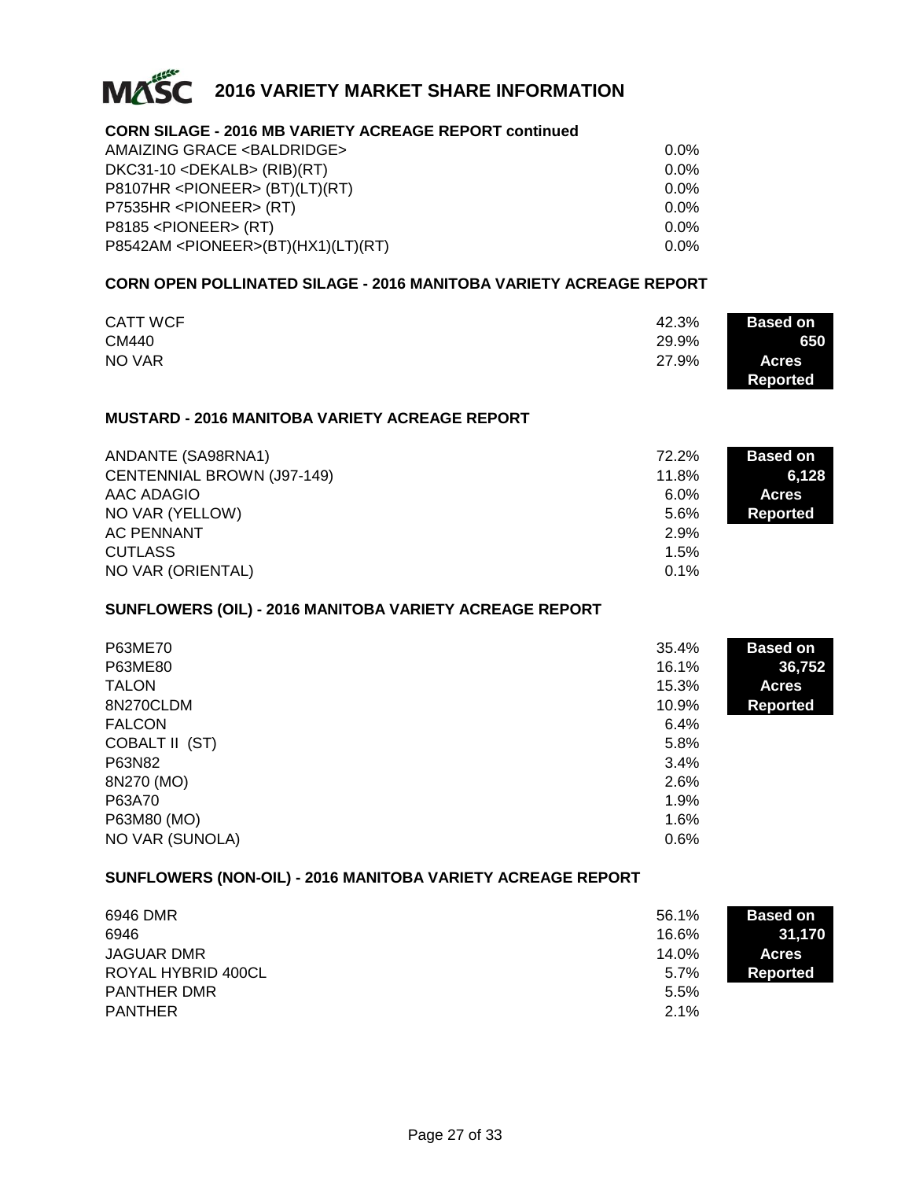# 2016 VARIETY MARKET SHARE INFORMATION

## CORN SILAGE - 2016 MB VARIETY ACREAGE REPORT continued

| Variety | Share |
|---|---|
| AMAIZING GRACE <BALDRIDGE> | 0.0% |
| DKC31-10 <DEKALB> (RIB)(RT) | 0.0% |
| P8107HR <PIONEER> (BT)(LT)(RT) | 0.0% |
| P7535HR <PIONEER> (RT) | 0.0% |
| P8185 <PIONEER> (RT) | 0.0% |
| P8542AM <PIONEER>(BT)(HX1)(LT)(RT) | 0.0% |

## CORN OPEN POLLINATED SILAGE - 2016 MANITOBA VARIETY ACREAGE REPORT

**Based on 650 Acres Reported**

| Variety | Share |
|---|---|
| CATT WCF | 42.3% |
| CM440 | 29.9% |
| NO VAR | 27.9% |

## MUSTARD - 2016 MANITOBA VARIETY ACREAGE REPORT

**Based on 6,128 Acres Reported**

| Variety | Share |
|---|---|
| ANDANTE (SA98RNA1) | 72.2% |
| CENTENNIAL BROWN (J97-149) | 11.8% |
| AAC ADAGIO | 6.0% |
| NO VAR (YELLOW) | 5.6% |
| AC PENNANT | 2.9% |
| CUTLASS | 1.5% |
| NO VAR (ORIENTAL) | 0.1% |

## SUNFLOWERS (OIL) - 2016 MANITOBA VARIETY ACREAGE REPORT

**Based on 36,752 Acres Reported**

| Variety | Share |
|---|---|
| P63ME70 | 35.4% |
| P63ME80 | 16.1% |
| TALON | 15.3% |
| 8N270CLDM | 10.9% |
| FALCON | 6.4% |
| COBALT II (ST) | 5.8% |
| P63N82 | 3.4% |
| 8N270 (MO) | 2.6% |
| P63A70 | 1.9% |
| P63M80 (MO) | 1.6% |
| NO VAR (SUNOLA) | 0.6% |

## SUNFLOWERS (NON-OIL) - 2016 MANITOBA VARIETY ACREAGE REPORT

**Based on 31,170 Acres Reported**

| Variety | Share |
|---|---|
| 6946 DMR | 56.1% |
| 6946 | 16.6% |
| JAGUAR DMR | 14.0% |
| ROYAL HYBRID 400CL | 5.7% |
| PANTHER DMR | 5.5% |
| PANTHER | 2.1% |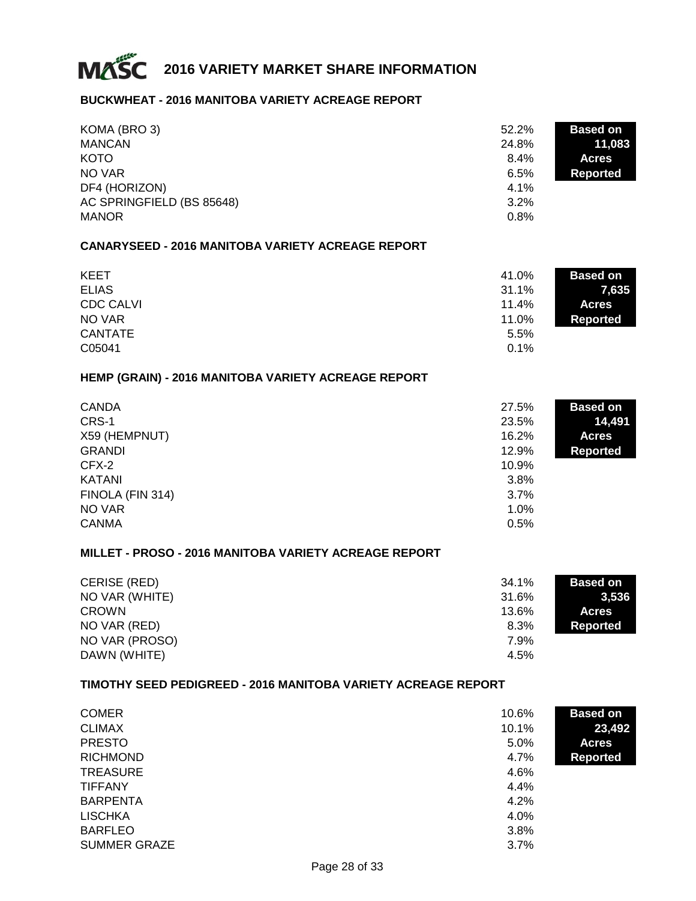# 2016 VARIETY MARKET SHARE INFORMATION

## BUCKWHEAT - 2016 MANITOBA VARIETY ACREAGE REPORT

**Based on 11,083 Acres Reported**

| Variety | Share |
|---|---|
| KOMA (BRO 3) | 52.2% |
| MANCAN | 24.8% |
| KOTO | 8.4% |
| NO VAR | 6.5% |
| DF4 (HORIZON) | 4.1% |
| AC SPRINGFIELD (BS 85648) | 3.2% |
| MANOR | 0.8% |

## CANARYSEED - 2016 MANITOBA VARIETY ACREAGE REPORT

**Based on 7,635 Acres Reported**

| Variety | Share |
|---|---|
| KEET | 41.0% |
| ELIAS | 31.1% |
| CDC CALVI | 11.4% |
| NO VAR | 11.0% |
| CANTATE | 5.5% |
| C05041 | 0.1% |

## HEMP (GRAIN) - 2016 MANITOBA VARIETY ACREAGE REPORT

**Based on 14,491 Acres Reported**

| Variety | Share |
|---|---|
| CANDA | 27.5% |
| CRS-1 | 23.5% |
| X59 (HEMPNUT) | 16.2% |
| GRANDI | 12.9% |
| CFX-2 | 10.9% |
| KATANI | 3.8% |
| FINOLA (FIN 314) | 3.7% |
| NO VAR | 1.0% |
| CANMA | 0.5% |

## MILLET - PROSO - 2016 MANITOBA VARIETY ACREAGE REPORT

**Based on 3,536 Acres Reported**

| Variety | Share |
|---|---|
| CERISE (RED) | 34.1% |
| NO VAR (WHITE) | 31.6% |
| CROWN | 13.6% |
| NO VAR (RED) | 8.3% |
| NO VAR (PROSO) | 7.9% |
| DAWN (WHITE) | 4.5% |

## TIMOTHY SEED PEDIGREED - 2016 MANITOBA VARIETY ACREAGE REPORT

**Based on 23,492 Acres Reported**

| Variety | Share |
|---|---|
| COMER | 10.6% |
| CLIMAX | 10.1% |
| PRESTO | 5.0% |
| RICHMOND | 4.7% |
| TREASURE | 4.6% |
| TIFFANY | 4.4% |
| BARPENTA | 4.2% |
| LISCHKA | 4.0% |
| BARFLEO | 3.8% |
| SUMMER GRAZE | 3.7% |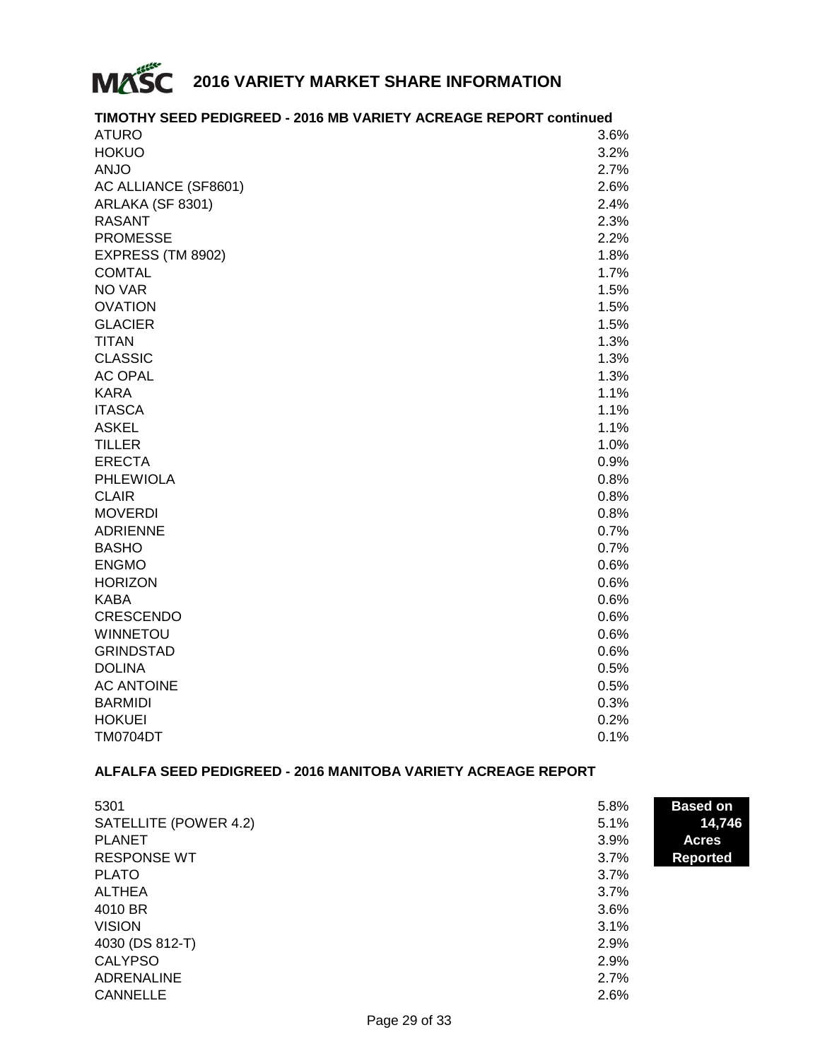# 2016 VARIETY MARKET SHARE INFORMATION

## TIMOTHY SEED PEDIGREED - 2016 MB VARIETY ACREAGE REPORT continued

| Variety | Share |
|---|---|
| ATURO | 3.6% |
| HOKUO | 3.2% |
| ANJO | 2.7% |
| AC ALLIANCE (SF8601) | 2.6% |
| ARLAKA (SF 8301) | 2.4% |
| RASANT | 2.3% |
| PROMESSE | 2.2% |
| EXPRESS (TM 8902) | 1.8% |
| COMTAL | 1.7% |
| NO VAR | 1.5% |
| OVATION | 1.5% |
| GLACIER | 1.5% |
| TITAN | 1.3% |
| CLASSIC | 1.3% |
| AC OPAL | 1.3% |
| KARA | 1.1% |
| ITASCA | 1.1% |
| ASKEL | 1.1% |
| TILLER | 1.0% |
| ERECTA | 0.9% |
| PHLEWIOLA | 0.8% |
| CLAIR | 0.8% |
| MOVERDI | 0.8% |
| ADRIENNE | 0.7% |
| BASHO | 0.7% |
| ENGMO | 0.6% |
| HORIZON | 0.6% |
| KABA | 0.6% |
| CRESCENDO | 0.6% |
| WINNETOU | 0.6% |
| GRINDSTAD | 0.6% |
| DOLINA | 0.5% |
| AC ANTOINE | 0.5% |
| BARMIDI | 0.3% |
| HOKUEI | 0.2% |
| TM0704DT | 0.1% |

## ALFALFA SEED PEDIGREED - 2016 MANITOBA VARIETY ACREAGE REPORT

**Based on 14,746 Acres Reported**

| Variety | Share |
|---|---|
| 5301 | 5.8% |
| SATELLITE (POWER 4.2) | 5.1% |
| PLANET | 3.9% |
| RESPONSE WT | 3.7% |
| PLATO | 3.7% |
| ALTHEA | 3.7% |
| 4010 BR | 3.6% |
| VISION | 3.1% |
| 4030 (DS 812-T) | 2.9% |
| CALYPSO | 2.9% |
| ADRENALINE | 2.7% |
| CANNELLE | 2.6% |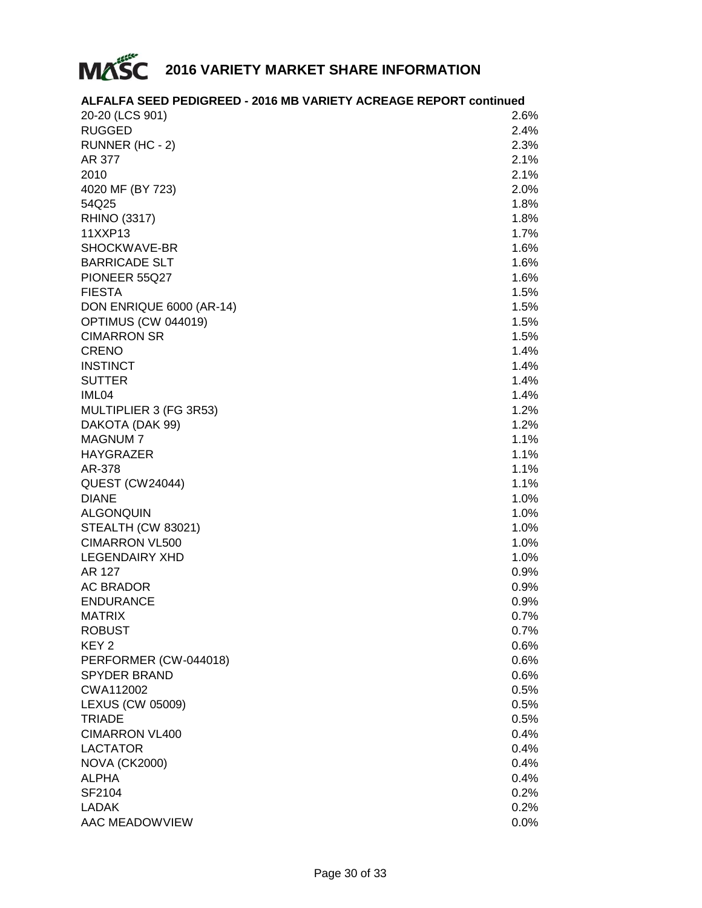# 2016 VARIETY MARKET SHARE INFORMATION

**ALFALFA SEED PEDIGREED - 2016 MB VARIETY ACREAGE REPORT continued**

| | |
|---|---|
| 20-20 (LCS 901) | 2.6% |
| RUGGED | 2.4% |
| RUNNER (HC - 2) | 2.3% |
| AR 377 | 2.1% |
| 2010 | 2.1% |
| 4020 MF (BY 723) | 2.0% |
| 54Q25 | 1.8% |
| RHINO (3317) | 1.8% |
| 11XXP13 | 1.7% |
| SHOCKWAVE-BR | 1.6% |
| BARRICADE SLT | 1.6% |
| PIONEER 55Q27 | 1.6% |
| FIESTA | 1.5% |
| DON ENRIQUE 6000 (AR-14) | 1.5% |
| OPTIMUS (CW 044019) | 1.5% |
| CIMARRON SR | 1.5% |
| CRENO | 1.4% |
| INSTINCT | 1.4% |
| SUTTER | 1.4% |
| IML04 | 1.4% |
| MULTIPLIER 3 (FG 3R53) | 1.2% |
| DAKOTA (DAK 99) | 1.2% |
| MAGNUM 7 | 1.1% |
| HAYGRAZER | 1.1% |
| AR-378 | 1.1% |
| QUEST (CW24044) | 1.1% |
| DIANE | 1.0% |
| ALGONQUIN | 1.0% |
| STEALTH (CW 83021) | 1.0% |
| CIMARRON VL500 | 1.0% |
| LEGENDAIRY XHD | 1.0% |
| AR 127 | 0.9% |
| AC BRADOR | 0.9% |
| ENDURANCE | 0.9% |
| MATRIX | 0.7% |
| ROBUST | 0.7% |
| KEY 2 | 0.6% |
| PERFORMER (CW-044018) | 0.6% |
| SPYDER BRAND | 0.6% |
| CWA112002 | 0.5% |
| LEXUS (CW 05009) | 0.5% |
| TRIADE | 0.5% |
| CIMARRON VL400 | 0.4% |
| LACTATOR | 0.4% |
| NOVA (CK2000) | 0.4% |
| ALPHA | 0.4% |
| SF2104 | 0.2% |
| LADAK | 0.2% |
| AAC MEADOWVIEW | 0.0% |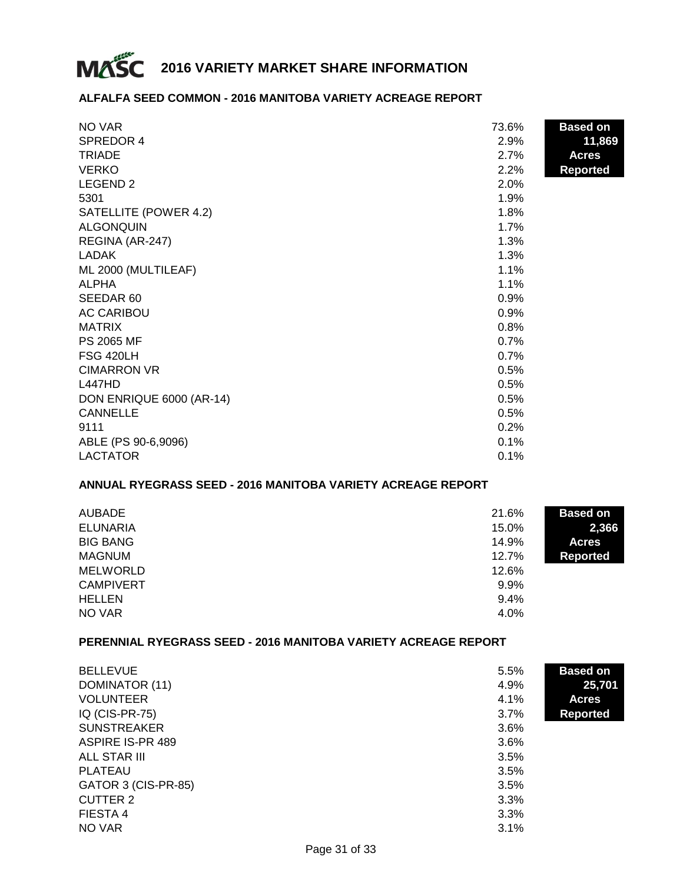# 2016 VARIETY MARKET SHARE INFORMATION

## ALFALFA SEED COMMON - 2016 MANITOBA VARIETY ACREAGE REPORT

**Based on 11,869 Acres Reported**

| Variety | Share |
|---|---|
| NO VAR | 73.6% |
| SPREDOR 4 | 2.9% |
| TRIADE | 2.7% |
| VERKO | 2.2% |
| LEGEND 2 | 2.0% |
| 5301 | 1.9% |
| SATELLITE (POWER 4.2) | 1.8% |
| ALGONQUIN | 1.7% |
| REGINA (AR-247) | 1.3% |
| LADAK | 1.3% |
| ML 2000 (MULTILEAF) | 1.1% |
| ALPHA | 1.1% |
| SEEDAR 60 | 0.9% |
| AC CARIBOU | 0.9% |
| MATRIX | 0.8% |
| PS 2065 MF | 0.7% |
| FSG 420LH | 0.7% |
| CIMARRON VR | 0.5% |
| L447HD | 0.5% |
| DON ENRIQUE 6000 (AR-14) | 0.5% |
| CANNELLE | 0.5% |
| 9111 | 0.2% |
| ABLE (PS 90-6,9096) | 0.1% |
| LACTATOR | 0.1% |

## ANNUAL RYEGRASS SEED - 2016 MANITOBA VARIETY ACREAGE REPORT

**Based on 2,366 Acres Reported**

| Variety | Share |
|---|---|
| AUBADE | 21.6% |
| ELUNARIA | 15.0% |
| BIG BANG | 14.9% |
| MAGNUM | 12.7% |
| MELWORLD | 12.6% |
| CAMPIVERT | 9.9% |
| HELLEN | 9.4% |
| NO VAR | 4.0% |

## PERENNIAL RYEGRASS SEED - 2016 MANITOBA VARIETY ACREAGE REPORT

**Based on 25,701 Acres Reported**

| Variety | Share |
|---|---|
| BELLEVUE | 5.5% |
| DOMINATOR (11) | 4.9% |
| VOLUNTEER | 4.1% |
| IQ (CIS-PR-75) | 3.7% |
| SUNSTREAKER | 3.6% |
| ASPIRE IS-PR 489 | 3.6% |
| ALL STAR III | 3.5% |
| PLATEAU | 3.5% |
| GATOR 3 (CIS-PR-85) | 3.5% |
| CUTTER 2 | 3.3% |
| FIESTA 4 | 3.3% |
| NO VAR | 3.1% |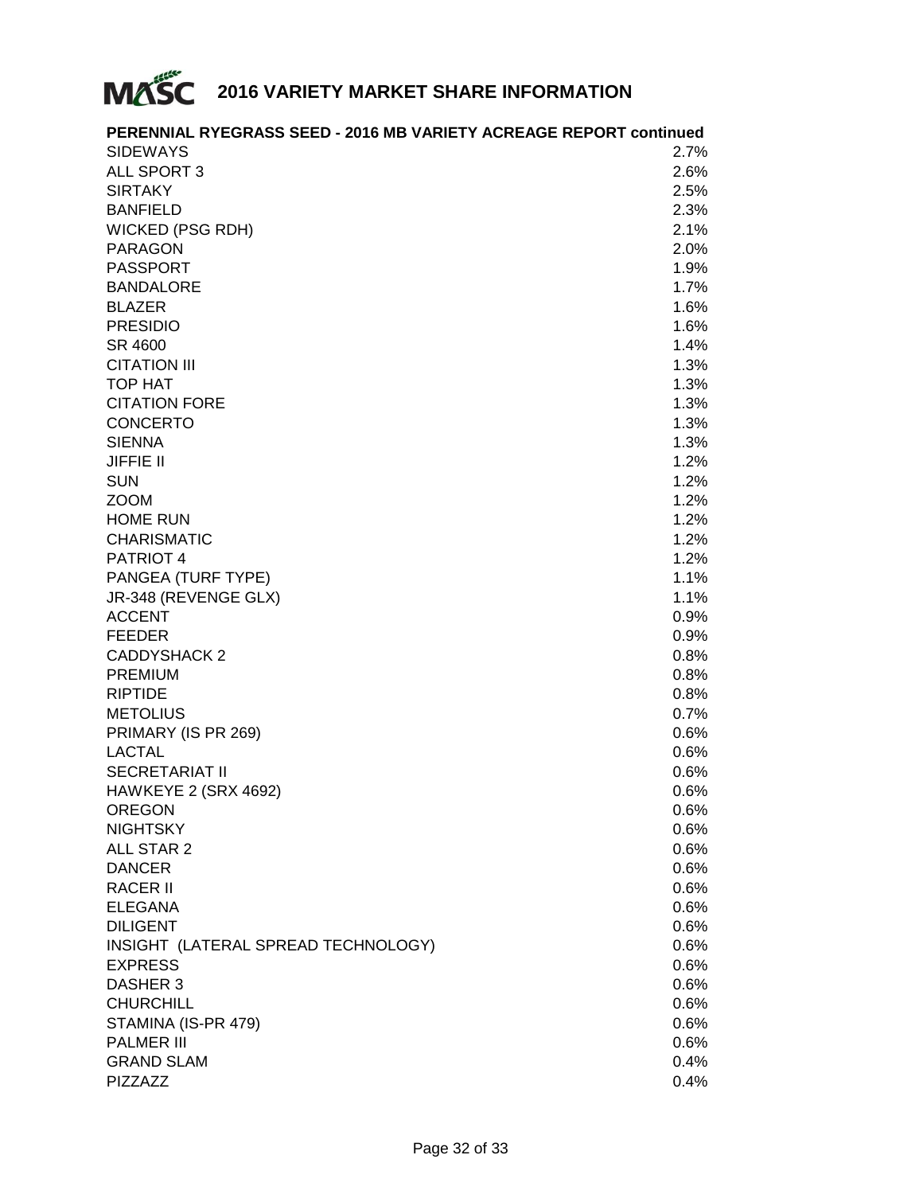# 2016 VARIETY MARKET SHARE INFORMATION

## PERENNIAL RYEGRASS SEED - 2016 MB VARIETY ACREAGE REPORT continued

| Variety | Share |
|---|---|
| SIDEWAYS | 2.7% |
| ALL SPORT 3 | 2.6% |
| SIRTAKY | 2.5% |
| BANFIELD | 2.3% |
| WICKED (PSG RDH) | 2.1% |
| PARAGON | 2.0% |
| PASSPORT | 1.9% |
| BANDALORE | 1.7% |
| BLAZER | 1.6% |
| PRESIDIO | 1.6% |
| SR 4600 | 1.4% |
| CITATION III | 1.3% |
| TOP HAT | 1.3% |
| CITATION FORE | 1.3% |
| CONCERTO | 1.3% |
| SIENNA | 1.3% |
| JIFFIE II | 1.2% |
| SUN | 1.2% |
| ZOOM | 1.2% |
| HOME RUN | 1.2% |
| CHARISMATIC | 1.2% |
| PATRIOT 4 | 1.2% |
| PANGEA (TURF TYPE) | 1.1% |
| JR-348 (REVENGE GLX) | 1.1% |
| ACCENT | 0.9% |
| FEEDER | 0.9% |
| CADDYSHACK 2 | 0.8% |
| PREMIUM | 0.8% |
| RIPTIDE | 0.8% |
| METOLIUS | 0.7% |
| PRIMARY (IS PR 269) | 0.6% |
| LACTAL | 0.6% |
| SECRETARIAT II | 0.6% |
| HAWKEYE 2 (SRX 4692) | 0.6% |
| OREGON | 0.6% |
| NIGHTSKY | 0.6% |
| ALL STAR 2 | 0.6% |
| DANCER | 0.6% |
| RACER II | 0.6% |
| ELEGANA | 0.6% |
| DILIGENT | 0.6% |
| INSIGHT (LATERAL SPREAD TECHNOLOGY) | 0.6% |
| EXPRESS | 0.6% |
| DASHER 3 | 0.6% |
| CHURCHILL | 0.6% |
| STAMINA (IS-PR 479) | 0.6% |
| PALMER III | 0.6% |
| GRAND SLAM | 0.4% |
| PIZZAZZ | 0.4% |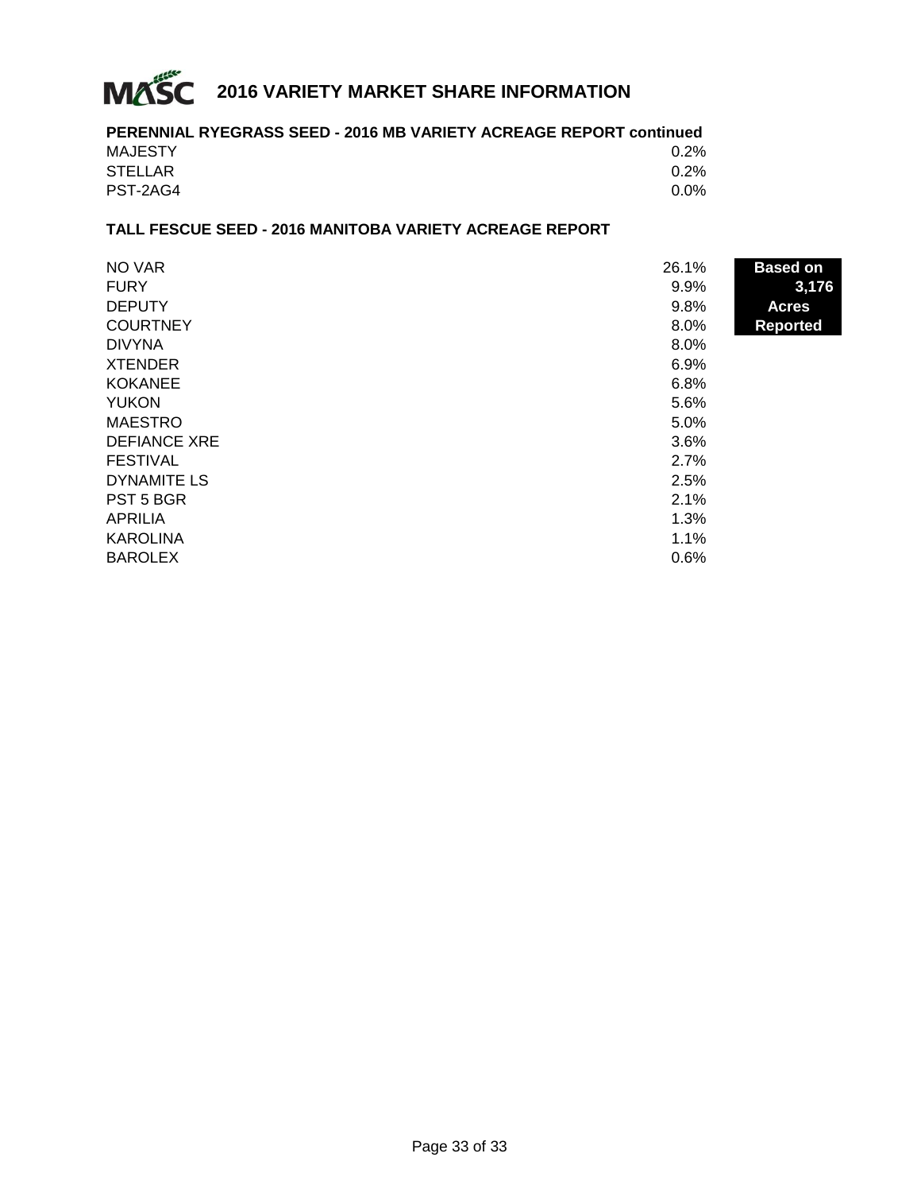# 2016 VARIETY MARKET SHARE INFORMATION

## PERENNIAL RYEGRASS SEED - 2016 MB VARIETY ACREAGE REPORT continued

| | |
|---|---|
| MAJESTY | 0.2% |
| STELLAR | 0.2% |
| PST-2AG4 | 0.0% |

## TALL FESCUE SEED - 2016 MANITOBA VARIETY ACREAGE REPORT

**Based on 3,176 Acres Reported**

| | |
|---|---|
| NO VAR | 26.1% |
| FURY | 9.9% |
| DEPUTY | 9.8% |
| COURTNEY | 8.0% |
| DIVYNA | 8.0% |
| XTENDER | 6.9% |
| KOKANEE | 6.8% |
| YUKON | 5.6% |
| MAESTRO | 5.0% |
| DEFIANCE XRE | 3.6% |
| FESTIVAL | 2.7% |
| DYNAMITE LS | 2.5% |
| PST 5 BGR | 2.1% |
| APRILIA | 1.3% |
| KAROLINA | 1.1% |
| BAROLEX | 0.6% |